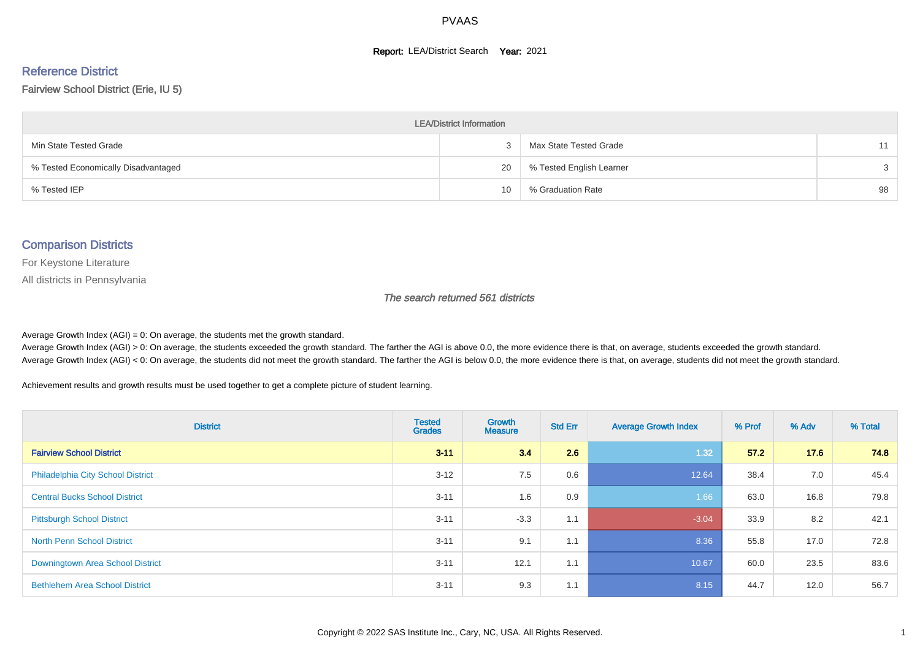# PVAAS

**Report:** LEA/District Search **Year:** 2021

## Reference District

Fairview School District (Erie, IU 5)

| LEA/District Information | | | |
|---|---|---|---|
| Min State Tested Grade | 3 | Max State Tested Grade | 11 |
| % Tested Economically Disadvantaged | 20 | % Tested English Learner | 3 |
| % Tested IEP | 10 | % Graduation Rate | 98 |

## Comparison Districts

For Keystone Literature

All districts in Pennsylvania

*The search returned 561 districts*

Average Growth Index (AGI) = 0: On average, the students met the growth standard.

Average Growth Index (AGI) > 0: On average, the students exceeded the growth standard. The farther the AGI is above 0.0, the more evidence there is that, on average, students exceeded the growth standard.

Average Growth Index (AGI) < 0: On average, the students did not meet the growth standard. The farther the AGI is below 0.0, the more evidence there is that, on average, students did not meet the growth standard.

Achievement results and growth results must be used together to get a complete picture of student learning.

| District | Tested Grades | Growth Measure | Std Err | Average Growth Index | % Prof | % Adv | % Total |
|---|---|---|---|---|---|---|---|
| **Fairview School District** | **3-11** | **3.4** | **2.6** | **1.32** | **57.2** | **17.6** | **74.8** |
| Philadelphia City School District | 3-12 | 7.5 | 0.6 | 12.64 | 38.4 | 7.0 | 45.4 |
| Central Bucks School District | 3-11 | 1.6 | 0.9 | 1.66 | 63.0 | 16.8 | 79.8 |
| Pittsburgh School District | 3-11 | -3.3 | 1.1 | -3.04 | 33.9 | 8.2 | 42.1 |
| North Penn School District | 3-11 | 9.1 | 1.1 | 8.36 | 55.8 | 17.0 | 72.8 |
| Downingtown Area School District | 3-11 | 12.1 | 1.1 | 10.67 | 60.0 | 23.5 | 83.6 |
| Bethlehem Area School District | 3-11 | 9.3 | 1.1 | 8.15 | 44.7 | 12.0 | 56.7 |

Copyright © 2022 SAS Institute Inc., Cary, NC, USA. All Rights Reserved.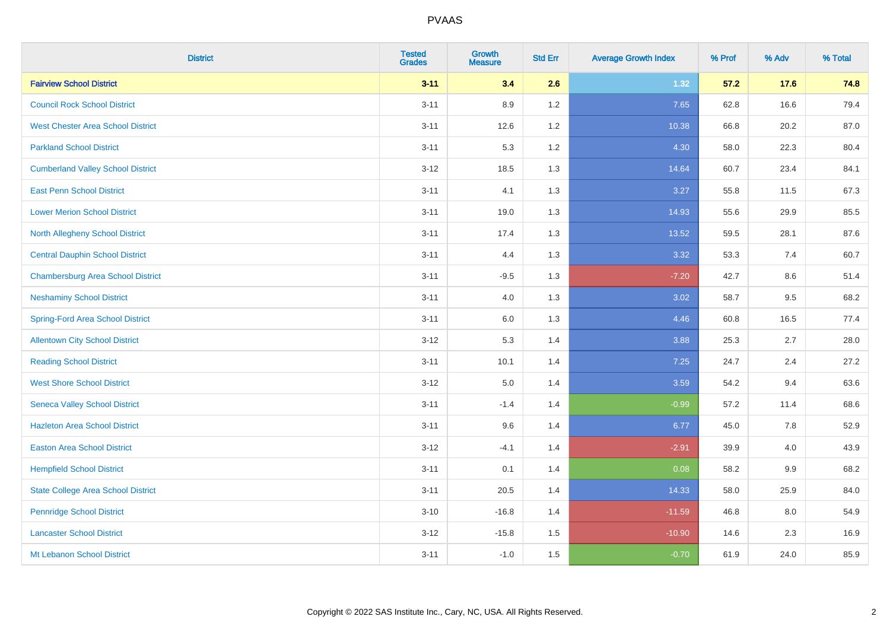| District | Tested Grades | Growth Measure | Std Err | Average Growth Index | % Prof | % Adv | % Total |
|---|---|---|---|---|---|---|---|
| **Fairview School District** | **3-11** | **3.4** | **2.6** | **1.32** | **57.2** | **17.6** | **74.8** |
| Council Rock School District | 3-11 | 8.9 | 1.2 | 7.65 | 62.8 | 16.6 | 79.4 |
| West Chester Area School District | 3-11 | 12.6 | 1.2 | 10.38 | 66.8 | 20.2 | 87.0 |
| Parkland School District | 3-11 | 5.3 | 1.2 | 4.30 | 58.0 | 22.3 | 80.4 |
| Cumberland Valley School District | 3-12 | 18.5 | 1.3 | 14.64 | 60.7 | 23.4 | 84.1 |
| East Penn School District | 3-11 | 4.1 | 1.3 | 3.27 | 55.8 | 11.5 | 67.3 |
| Lower Merion School District | 3-11 | 19.0 | 1.3 | 14.93 | 55.6 | 29.9 | 85.5 |
| North Allegheny School District | 3-11 | 17.4 | 1.3 | 13.52 | 59.5 | 28.1 | 87.6 |
| Central Dauphin School District | 3-11 | 4.4 | 1.3 | 3.32 | 53.3 | 7.4 | 60.7 |
| Chambersburg Area School District | 3-11 | -9.5 | 1.3 | -7.20 | 42.7 | 8.6 | 51.4 |
| Neshaminy School District | 3-11 | 4.0 | 1.3 | 3.02 | 58.7 | 9.5 | 68.2 |
| Spring-Ford Area School District | 3-11 | 6.0 | 1.3 | 4.46 | 60.8 | 16.5 | 77.4 |
| Allentown City School District | 3-12 | 5.3 | 1.4 | 3.88 | 25.3 | 2.7 | 28.0 |
| Reading School District | 3-11 | 10.1 | 1.4 | 7.25 | 24.7 | 2.4 | 27.2 |
| West Shore School District | 3-12 | 5.0 | 1.4 | 3.59 | 54.2 | 9.4 | 63.6 |
| Seneca Valley School District | 3-11 | -1.4 | 1.4 | -0.99 | 57.2 | 11.4 | 68.6 |
| Hazleton Area School District | 3-11 | 9.6 | 1.4 | 6.77 | 45.0 | 7.8 | 52.9 |
| Easton Area School District | 3-12 | -4.1 | 1.4 | -2.91 | 39.9 | 4.0 | 43.9 |
| Hempfield School District | 3-11 | 0.1 | 1.4 | 0.08 | 58.2 | 9.9 | 68.2 |
| State College Area School District | 3-11 | 20.5 | 1.4 | 14.33 | 58.0 | 25.9 | 84.0 |
| Pennridge School District | 3-10 | -16.8 | 1.4 | -11.59 | 46.8 | 8.0 | 54.9 |
| Lancaster School District | 3-12 | -15.8 | 1.5 | -10.90 | 14.6 | 2.3 | 16.9 |
| Mt Lebanon School District | 3-11 | -1.0 | 1.5 | -0.70 | 61.9 | 24.0 | 85.9 |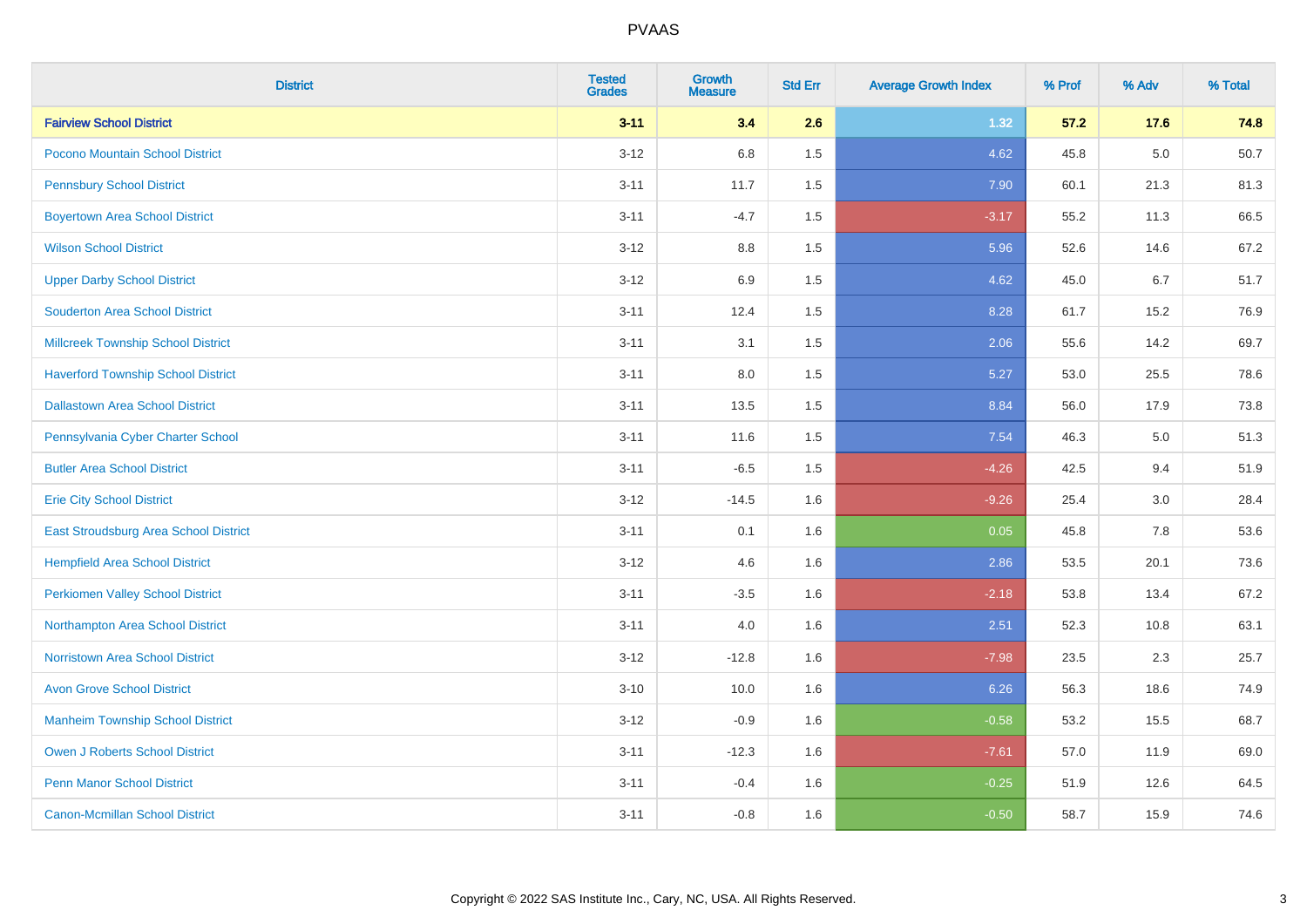| District | Tested Grades | Growth Measure | Std Err | Average Growth Index | % Prof | % Adv | % Total |
|---|---|---|---|---|---|---|---|
| **Fairview School District** | **3-11** | **3.4** | **2.6** | **1.32** | **57.2** | **17.6** | **74.8** |
| Pocono Mountain School District | 3-12 | 6.8 | 1.5 | 4.62 | 45.8 | 5.0 | 50.7 |
| Pennsbury School District | 3-11 | 11.7 | 1.5 | 7.90 | 60.1 | 21.3 | 81.3 |
| Boyertown Area School District | 3-11 | -4.7 | 1.5 | -3.17 | 55.2 | 11.3 | 66.5 |
| Wilson School District | 3-12 | 8.8 | 1.5 | 5.96 | 52.6 | 14.6 | 67.2 |
| Upper Darby School District | 3-12 | 6.9 | 1.5 | 4.62 | 45.0 | 6.7 | 51.7 |
| Souderton Area School District | 3-11 | 12.4 | 1.5 | 8.28 | 61.7 | 15.2 | 76.9 |
| Millcreek Township School District | 3-11 | 3.1 | 1.5 | 2.06 | 55.6 | 14.2 | 69.7 |
| Haverford Township School District | 3-11 | 8.0 | 1.5 | 5.27 | 53.0 | 25.5 | 78.6 |
| Dallastown Area School District | 3-11 | 13.5 | 1.5 | 8.84 | 56.0 | 17.9 | 73.8 |
| Pennsylvania Cyber Charter School | 3-11 | 11.6 | 1.5 | 7.54 | 46.3 | 5.0 | 51.3 |
| Butler Area School District | 3-11 | -6.5 | 1.5 | -4.26 | 42.5 | 9.4 | 51.9 |
| Erie City School District | 3-12 | -14.5 | 1.6 | -9.26 | 25.4 | 3.0 | 28.4 |
| East Stroudsburg Area School District | 3-11 | 0.1 | 1.6 | 0.05 | 45.8 | 7.8 | 53.6 |
| Hempfield Area School District | 3-12 | 4.6 | 1.6 | 2.86 | 53.5 | 20.1 | 73.6 |
| Perkiomen Valley School District | 3-11 | -3.5 | 1.6 | -2.18 | 53.8 | 13.4 | 67.2 |
| Northampton Area School District | 3-11 | 4.0 | 1.6 | 2.51 | 52.3 | 10.8 | 63.1 |
| Norristown Area School District | 3-12 | -12.8 | 1.6 | -7.98 | 23.5 | 2.3 | 25.7 |
| Avon Grove School District | 3-10 | 10.0 | 1.6 | 6.26 | 56.3 | 18.6 | 74.9 |
| Manheim Township School District | 3-12 | -0.9 | 1.6 | -0.58 | 53.2 | 15.5 | 68.7 |
| Owen J Roberts School District | 3-11 | -12.3 | 1.6 | -7.61 | 57.0 | 11.9 | 69.0 |
| Penn Manor School District | 3-11 | -0.4 | 1.6 | -0.25 | 51.9 | 12.6 | 64.5 |
| Canon-Mcmillan School District | 3-11 | -0.8 | 1.6 | -0.50 | 58.7 | 15.9 | 74.6 |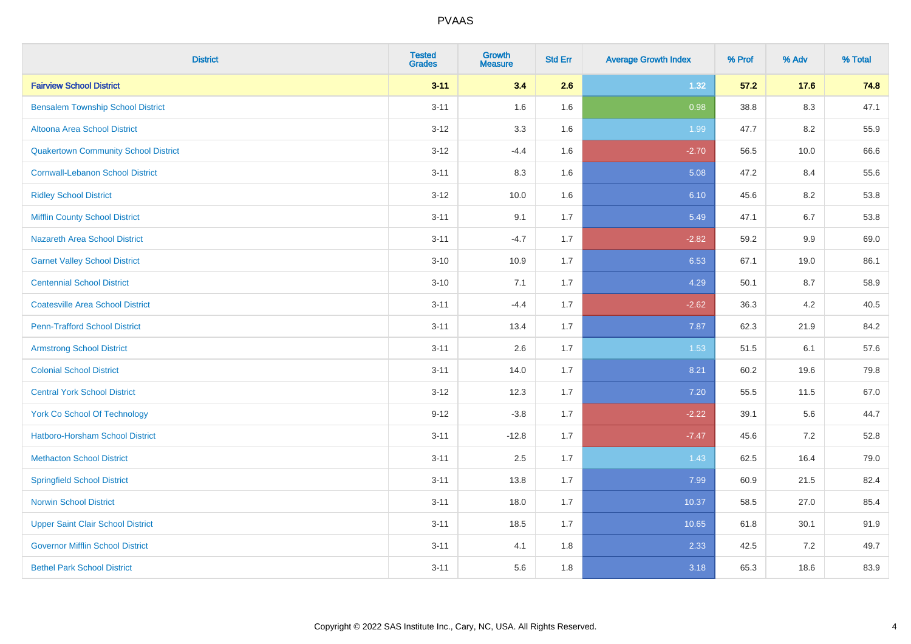# PVAAS

| District | Tested Grades | Growth Measure | Std Err | Average Growth Index | % Prof | % Adv | % Total |
|---|---|---|---|---|---|---|---|
| **Fairview School District** | **3-11** | **3.4** | **2.6** | **1.32** | **57.2** | **17.6** | **74.8** |
| Bensalem Township School District | 3-11 | 1.6 | 1.6 | 0.98 | 38.8 | 8.3 | 47.1 |
| Altoona Area School District | 3-12 | 3.3 | 1.6 | 1.99 | 47.7 | 8.2 | 55.9 |
| Quakertown Community School District | 3-12 | -4.4 | 1.6 | -2.70 | 56.5 | 10.0 | 66.6 |
| Cornwall-Lebanon School District | 3-11 | 8.3 | 1.6 | 5.08 | 47.2 | 8.4 | 55.6 |
| Ridley School District | 3-12 | 10.0 | 1.6 | 6.10 | 45.6 | 8.2 | 53.8 |
| Mifflin County School District | 3-11 | 9.1 | 1.7 | 5.49 | 47.1 | 6.7 | 53.8 |
| Nazareth Area School District | 3-11 | -4.7 | 1.7 | -2.82 | 59.2 | 9.9 | 69.0 |
| Garnet Valley School District | 3-10 | 10.9 | 1.7 | 6.53 | 67.1 | 19.0 | 86.1 |
| Centennial School District | 3-10 | 7.1 | 1.7 | 4.29 | 50.1 | 8.7 | 58.9 |
| Coatesville Area School District | 3-11 | -4.4 | 1.7 | -2.62 | 36.3 | 4.2 | 40.5 |
| Penn-Trafford School District | 3-11 | 13.4 | 1.7 | 7.87 | 62.3 | 21.9 | 84.2 |
| Armstrong School District | 3-11 | 2.6 | 1.7 | 1.53 | 51.5 | 6.1 | 57.6 |
| Colonial School District | 3-11 | 14.0 | 1.7 | 8.21 | 60.2 | 19.6 | 79.8 |
| Central York School District | 3-12 | 12.3 | 1.7 | 7.20 | 55.5 | 11.5 | 67.0 |
| York Co School Of Technology | 9-12 | -3.8 | 1.7 | -2.22 | 39.1 | 5.6 | 44.7 |
| Hatboro-Horsham School District | 3-11 | -12.8 | 1.7 | -7.47 | 45.6 | 7.2 | 52.8 |
| Methacton School District | 3-11 | 2.5 | 1.7 | 1.43 | 62.5 | 16.4 | 79.0 |
| Springfield School District | 3-11 | 13.8 | 1.7 | 7.99 | 60.9 | 21.5 | 82.4 |
| Norwin School District | 3-11 | 18.0 | 1.7 | 10.37 | 58.5 | 27.0 | 85.4 |
| Upper Saint Clair School District | 3-11 | 18.5 | 1.7 | 10.65 | 61.8 | 30.1 | 91.9 |
| Governor Mifflin School District | 3-11 | 4.1 | 1.8 | 2.33 | 42.5 | 7.2 | 49.7 |
| Bethel Park School District | 3-11 | 5.6 | 1.8 | 3.18 | 65.3 | 18.6 | 83.9 |

Copyright © 2022 SAS Institute Inc., Cary, NC, USA. All Rights Reserved.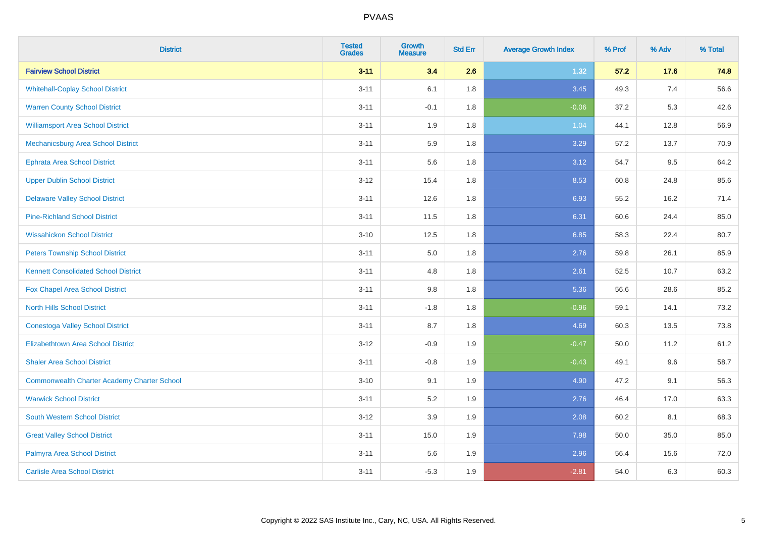# PVAAS

| District | Tested Grades | Growth Measure | Std Err | Average Growth Index | % Prof | % Adv | % Total |
|---|---|---|---|---|---|---|---|
| **Fairview School District** | **3-11** | **3.4** | **2.6** | **1.32** | **57.2** | **17.6** | **74.8** |
| Whitehall-Coplay School District | 3-11 | 6.1 | 1.8 | 3.45 | 49.3 | 7.4 | 56.6 |
| Warren County School District | 3-11 | -0.1 | 1.8 | -0.06 | 37.2 | 5.3 | 42.6 |
| Williamsport Area School District | 3-11 | 1.9 | 1.8 | 1.04 | 44.1 | 12.8 | 56.9 |
| Mechanicsburg Area School District | 3-11 | 5.9 | 1.8 | 3.29 | 57.2 | 13.7 | 70.9 |
| Ephrata Area School District | 3-11 | 5.6 | 1.8 | 3.12 | 54.7 | 9.5 | 64.2 |
| Upper Dublin School District | 3-12 | 15.4 | 1.8 | 8.53 | 60.8 | 24.8 | 85.6 |
| Delaware Valley School District | 3-11 | 12.6 | 1.8 | 6.93 | 55.2 | 16.2 | 71.4 |
| Pine-Richland School District | 3-11 | 11.5 | 1.8 | 6.31 | 60.6 | 24.4 | 85.0 |
| Wissahickon School District | 3-10 | 12.5 | 1.8 | 6.85 | 58.3 | 22.4 | 80.7 |
| Peters Township School District | 3-11 | 5.0 | 1.8 | 2.76 | 59.8 | 26.1 | 85.9 |
| Kennett Consolidated School District | 3-11 | 4.8 | 1.8 | 2.61 | 52.5 | 10.7 | 63.2 |
| Fox Chapel Area School District | 3-11 | 9.8 | 1.8 | 5.36 | 56.6 | 28.6 | 85.2 |
| North Hills School District | 3-11 | -1.8 | 1.8 | -0.96 | 59.1 | 14.1 | 73.2 |
| Conestoga Valley School District | 3-11 | 8.7 | 1.8 | 4.69 | 60.3 | 13.5 | 73.8 |
| Elizabethtown Area School District | 3-12 | -0.9 | 1.9 | -0.47 | 50.0 | 11.2 | 61.2 |
| Shaler Area School District | 3-11 | -0.8 | 1.9 | -0.43 | 49.1 | 9.6 | 58.7 |
| Commonwealth Charter Academy Charter School | 3-10 | 9.1 | 1.9 | 4.90 | 47.2 | 9.1 | 56.3 |
| Warwick School District | 3-11 | 5.2 | 1.9 | 2.76 | 46.4 | 17.0 | 63.3 |
| South Western School District | 3-12 | 3.9 | 1.9 | 2.08 | 60.2 | 8.1 | 68.3 |
| Great Valley School District | 3-11 | 15.0 | 1.9 | 7.98 | 50.0 | 35.0 | 85.0 |
| Palmyra Area School District | 3-11 | 5.6 | 1.9 | 2.96 | 56.4 | 15.6 | 72.0 |
| Carlisle Area School District | 3-11 | -5.3 | 1.9 | -2.81 | 54.0 | 6.3 | 60.3 |

Copyright © 2022 SAS Institute Inc., Cary, NC, USA. All Rights Reserved.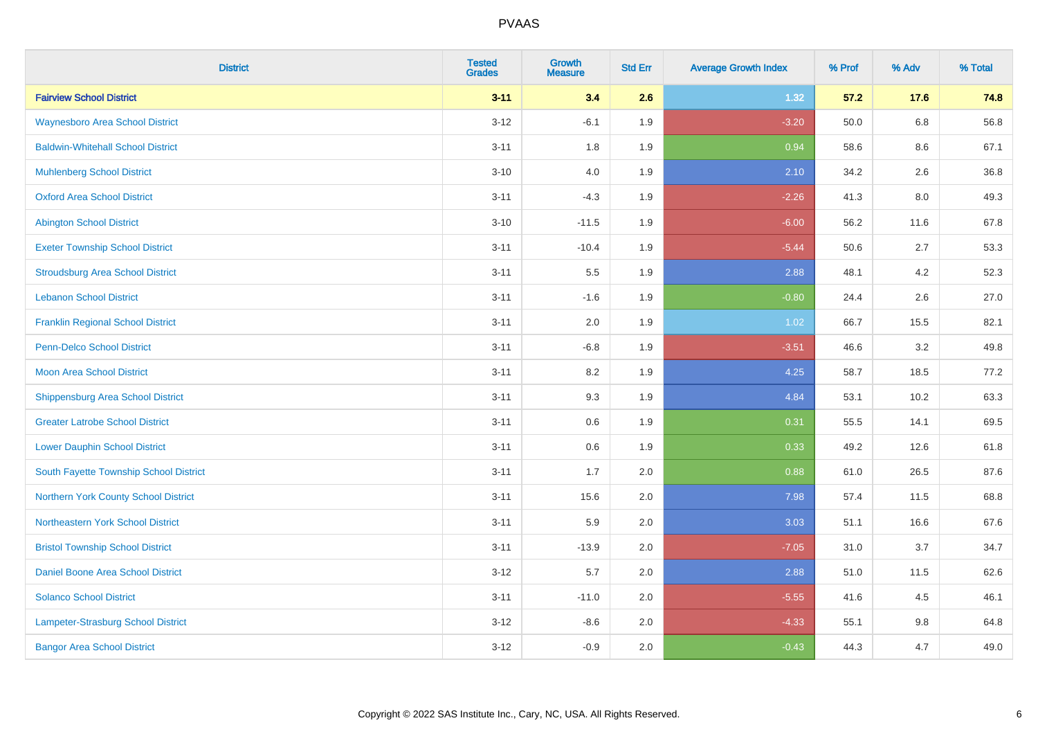# PVAAS

| District | Tested Grades | Growth Measure | Std Err | Average Growth Index | % Prof | % Adv | % Total |
|---|---|---|---|---|---|---|---|
| **Fairview School District** | **3-11** | **3.4** | **2.6** | **1.32** | **57.2** | **17.6** | **74.8** |
| Waynesboro Area School District | 3-12 | -6.1 | 1.9 | -3.20 | 50.0 | 6.8 | 56.8 |
| Baldwin-Whitehall School District | 3-11 | 1.8 | 1.9 | 0.94 | 58.6 | 8.6 | 67.1 |
| Muhlenberg School District | 3-10 | 4.0 | 1.9 | 2.10 | 34.2 | 2.6 | 36.8 |
| Oxford Area School District | 3-11 | -4.3 | 1.9 | -2.26 | 41.3 | 8.0 | 49.3 |
| Abington School District | 3-10 | -11.5 | 1.9 | -6.00 | 56.2 | 11.6 | 67.8 |
| Exeter Township School District | 3-11 | -10.4 | 1.9 | -5.44 | 50.6 | 2.7 | 53.3 |
| Stroudsburg Area School District | 3-11 | 5.5 | 1.9 | 2.88 | 48.1 | 4.2 | 52.3 |
| Lebanon School District | 3-11 | -1.6 | 1.9 | -0.80 | 24.4 | 2.6 | 27.0 |
| Franklin Regional School District | 3-11 | 2.0 | 1.9 | 1.02 | 66.7 | 15.5 | 82.1 |
| Penn-Delco School District | 3-11 | -6.8 | 1.9 | -3.51 | 46.6 | 3.2 | 49.8 |
| Moon Area School District | 3-11 | 8.2 | 1.9 | 4.25 | 58.7 | 18.5 | 77.2 |
| Shippensburg Area School District | 3-11 | 9.3 | 1.9 | 4.84 | 53.1 | 10.2 | 63.3 |
| Greater Latrobe School District | 3-11 | 0.6 | 1.9 | 0.31 | 55.5 | 14.1 | 69.5 |
| Lower Dauphin School District | 3-11 | 0.6 | 1.9 | 0.33 | 49.2 | 12.6 | 61.8 |
| South Fayette Township School District | 3-11 | 1.7 | 2.0 | 0.88 | 61.0 | 26.5 | 87.6 |
| Northern York County School District | 3-11 | 15.6 | 2.0 | 7.98 | 57.4 | 11.5 | 68.8 |
| Northeastern York School District | 3-11 | 5.9 | 2.0 | 3.03 | 51.1 | 16.6 | 67.6 |
| Bristol Township School District | 3-11 | -13.9 | 2.0 | -7.05 | 31.0 | 3.7 | 34.7 |
| Daniel Boone Area School District | 3-12 | 5.7 | 2.0 | 2.88 | 51.0 | 11.5 | 62.6 |
| Solanco School District | 3-11 | -11.0 | 2.0 | -5.55 | 41.6 | 4.5 | 46.1 |
| Lampeter-Strasburg School District | 3-12 | -8.6 | 2.0 | -4.33 | 55.1 | 9.8 | 64.8 |
| Bangor Area School District | 3-12 | -0.9 | 2.0 | -0.43 | 44.3 | 4.7 | 49.0 |

Copyright © 2022 SAS Institute Inc., Cary, NC, USA. All Rights Reserved.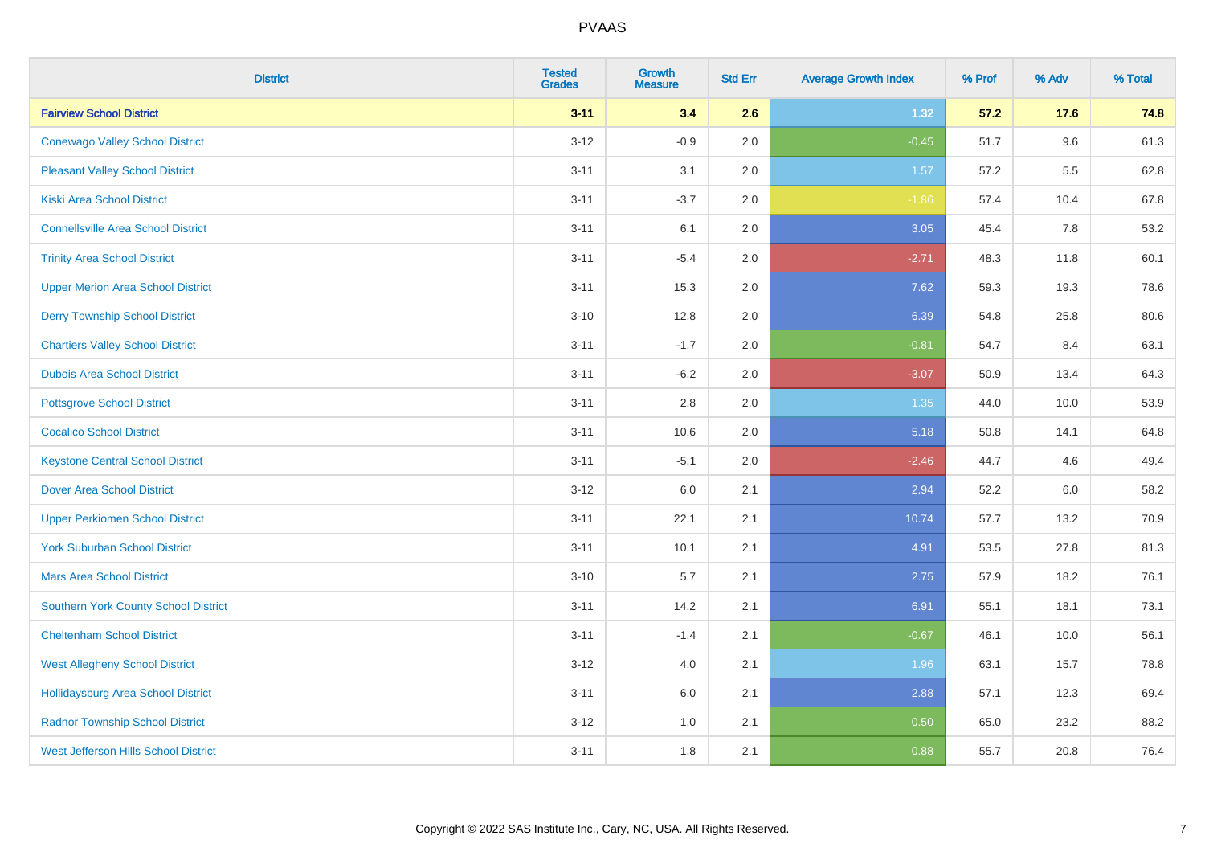| District | Tested Grades | Growth Measure | Std Err | Average Growth Index | % Prof | % Adv | % Total |
|---|---|---|---|---|---|---|---|
| **Fairview School District** | **3-11** | **3.4** | **2.6** | **1.32** | **57.2** | **17.6** | **74.8** |
| Conewago Valley School District | 3-12 | -0.9 | 2.0 | -0.45 | 51.7 | 9.6 | 61.3 |
| Pleasant Valley School District | 3-11 | 3.1 | 2.0 | 1.57 | 57.2 | 5.5 | 62.8 |
| Kiski Area School District | 3-11 | -3.7 | 2.0 | -1.86 | 57.4 | 10.4 | 67.8 |
| Connellsville Area School District | 3-11 | 6.1 | 2.0 | 3.05 | 45.4 | 7.8 | 53.2 |
| Trinity Area School District | 3-11 | -5.4 | 2.0 | -2.71 | 48.3 | 11.8 | 60.1 |
| Upper Merion Area School District | 3-11 | 15.3 | 2.0 | 7.62 | 59.3 | 19.3 | 78.6 |
| Derry Township School District | 3-10 | 12.8 | 2.0 | 6.39 | 54.8 | 25.8 | 80.6 |
| Chartiers Valley School District | 3-11 | -1.7 | 2.0 | -0.81 | 54.7 | 8.4 | 63.1 |
| Dubois Area School District | 3-11 | -6.2 | 2.0 | -3.07 | 50.9 | 13.4 | 64.3 |
| Pottsgrove School District | 3-11 | 2.8 | 2.0 | 1.35 | 44.0 | 10.0 | 53.9 |
| Cocalico School District | 3-11 | 10.6 | 2.0 | 5.18 | 50.8 | 14.1 | 64.8 |
| Keystone Central School District | 3-11 | -5.1 | 2.0 | -2.46 | 44.7 | 4.6 | 49.4 |
| Dover Area School District | 3-12 | 6.0 | 2.1 | 2.94 | 52.2 | 6.0 | 58.2 |
| Upper Perkiomen School District | 3-11 | 22.1 | 2.1 | 10.74 | 57.7 | 13.2 | 70.9 |
| York Suburban School District | 3-11 | 10.1 | 2.1 | 4.91 | 53.5 | 27.8 | 81.3 |
| Mars Area School District | 3-10 | 5.7 | 2.1 | 2.75 | 57.9 | 18.2 | 76.1 |
| Southern York County School District | 3-11 | 14.2 | 2.1 | 6.91 | 55.1 | 18.1 | 73.1 |
| Cheltenham School District | 3-11 | -1.4 | 2.1 | -0.67 | 46.1 | 10.0 | 56.1 |
| West Allegheny School District | 3-12 | 4.0 | 2.1 | 1.96 | 63.1 | 15.7 | 78.8 |
| Hollidaysburg Area School District | 3-11 | 6.0 | 2.1 | 2.88 | 57.1 | 12.3 | 69.4 |
| Radnor Township School District | 3-12 | 1.0 | 2.1 | 0.50 | 65.0 | 23.2 | 88.2 |
| West Jefferson Hills School District | 3-11 | 1.8 | 2.1 | 0.88 | 55.7 | 20.8 | 76.4 |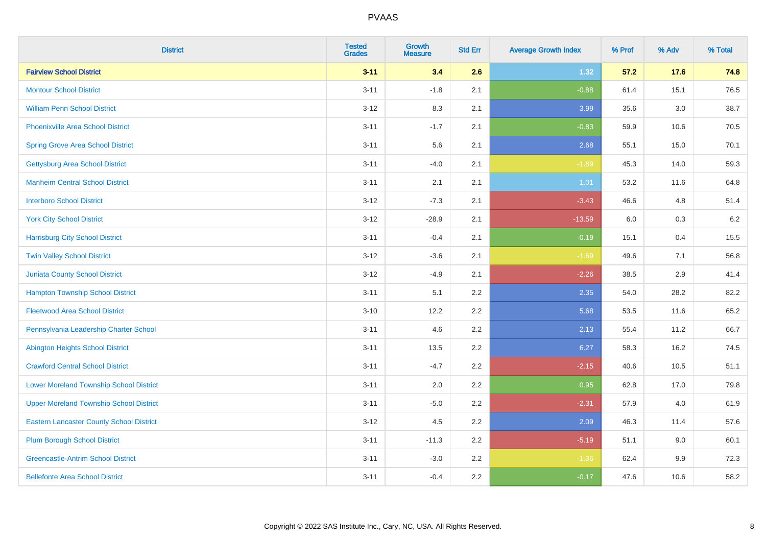# PVAAS

| District | Tested Grades | Growth Measure | Std Err | Average Growth Index | % Prof | % Adv | % Total |
|---|---|---|---|---|---|---|---|
| **Fairview School District** | **3-11** | **3.4** | **2.6** | **1.32** | **57.2** | **17.6** | **74.8** |
| Montour School District | 3-11 | -1.8 | 2.1 | -0.88 | 61.4 | 15.1 | 76.5 |
| William Penn School District | 3-12 | 8.3 | 2.1 | 3.99 | 35.6 | 3.0 | 38.7 |
| Phoenixville Area School District | 3-11 | -1.7 | 2.1 | -0.83 | 59.9 | 10.6 | 70.5 |
| Spring Grove Area School District | 3-11 | 5.6 | 2.1 | 2.68 | 55.1 | 15.0 | 70.1 |
| Gettysburg Area School District | 3-11 | -4.0 | 2.1 | -1.89 | 45.3 | 14.0 | 59.3 |
| Manheim Central School District | 3-11 | 2.1 | 2.1 | 1.01 | 53.2 | 11.6 | 64.8 |
| Interboro School District | 3-12 | -7.3 | 2.1 | -3.43 | 46.6 | 4.8 | 51.4 |
| York City School District | 3-12 | -28.9 | 2.1 | -13.59 | 6.0 | 0.3 | 6.2 |
| Harrisburg City School District | 3-11 | -0.4 | 2.1 | -0.19 | 15.1 | 0.4 | 15.5 |
| Twin Valley School District | 3-12 | -3.6 | 2.1 | -1.69 | 49.6 | 7.1 | 56.8 |
| Juniata County School District | 3-12 | -4.9 | 2.1 | -2.26 | 38.5 | 2.9 | 41.4 |
| Hampton Township School District | 3-11 | 5.1 | 2.2 | 2.35 | 54.0 | 28.2 | 82.2 |
| Fleetwood Area School District | 3-10 | 12.2 | 2.2 | 5.68 | 53.5 | 11.6 | 65.2 |
| Pennsylvania Leadership Charter School | 3-11 | 4.6 | 2.2 | 2.13 | 55.4 | 11.2 | 66.7 |
| Abington Heights School District | 3-11 | 13.5 | 2.2 | 6.27 | 58.3 | 16.2 | 74.5 |
| Crawford Central School District | 3-11 | -4.7 | 2.2 | -2.15 | 40.6 | 10.5 | 51.1 |
| Lower Moreland Township School District | 3-11 | 2.0 | 2.2 | 0.95 | 62.8 | 17.0 | 79.8 |
| Upper Moreland Township School District | 3-11 | -5.0 | 2.2 | -2.31 | 57.9 | 4.0 | 61.9 |
| Eastern Lancaster County School District | 3-12 | 4.5 | 2.2 | 2.09 | 46.3 | 11.4 | 57.6 |
| Plum Borough School District | 3-11 | -11.3 | 2.2 | -5.19 | 51.1 | 9.0 | 60.1 |
| Greencastle-Antrim School District | 3-11 | -3.0 | 2.2 | -1.36 | 62.4 | 9.9 | 72.3 |
| Bellefonte Area School District | 3-11 | -0.4 | 2.2 | -0.17 | 47.6 | 10.6 | 58.2 |

Copyright © 2022 SAS Institute Inc., Cary, NC, USA. All Rights Reserved.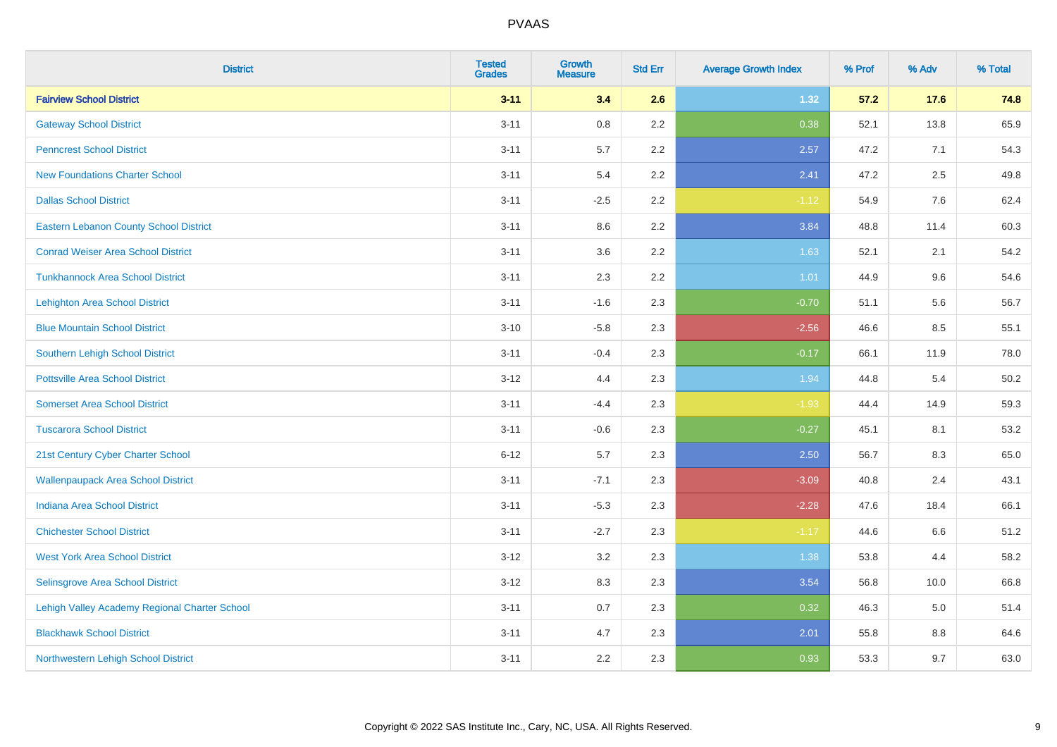# PVAAS

| District | Tested Grades | Growth Measure | Std Err | Average Growth Index | % Prof | % Adv | % Total |
|---|---|---|---|---|---|---|---|
| **Fairview School District** | **3-11** | **3.4** | **2.6** | **1.32** | **57.2** | **17.6** | **74.8** |
| Gateway School District | 3-11 | 0.8 | 2.2 | 0.38 | 52.1 | 13.8 | 65.9 |
| Penncrest School District | 3-11 | 5.7 | 2.2 | 2.57 | 47.2 | 7.1 | 54.3 |
| New Foundations Charter School | 3-11 | 5.4 | 2.2 | 2.41 | 47.2 | 2.5 | 49.8 |
| Dallas School District | 3-11 | -2.5 | 2.2 | -1.12 | 54.9 | 7.6 | 62.4 |
| Eastern Lebanon County School District | 3-11 | 8.6 | 2.2 | 3.84 | 48.8 | 11.4 | 60.3 |
| Conrad Weiser Area School District | 3-11 | 3.6 | 2.2 | 1.63 | 52.1 | 2.1 | 54.2 |
| Tunkhannock Area School District | 3-11 | 2.3 | 2.2 | 1.01 | 44.9 | 9.6 | 54.6 |
| Lehighton Area School District | 3-11 | -1.6 | 2.3 | -0.70 | 51.1 | 5.6 | 56.7 |
| Blue Mountain School District | 3-10 | -5.8 | 2.3 | -2.56 | 46.6 | 8.5 | 55.1 |
| Southern Lehigh School District | 3-11 | -0.4 | 2.3 | -0.17 | 66.1 | 11.9 | 78.0 |
| Pottsville Area School District | 3-12 | 4.4 | 2.3 | 1.94 | 44.8 | 5.4 | 50.2 |
| Somerset Area School District | 3-11 | -4.4 | 2.3 | -1.93 | 44.4 | 14.9 | 59.3 |
| Tuscarora School District | 3-11 | -0.6 | 2.3 | -0.27 | 45.1 | 8.1 | 53.2 |
| 21st Century Cyber Charter School | 6-12 | 5.7 | 2.3 | 2.50 | 56.7 | 8.3 | 65.0 |
| Wallenpaupack Area School District | 3-11 | -7.1 | 2.3 | -3.09 | 40.8 | 2.4 | 43.1 |
| Indiana Area School District | 3-11 | -5.3 | 2.3 | -2.28 | 47.6 | 18.4 | 66.1 |
| Chichester School District | 3-11 | -2.7 | 2.3 | -1.17 | 44.6 | 6.6 | 51.2 |
| West York Area School District | 3-12 | 3.2 | 2.3 | 1.38 | 53.8 | 4.4 | 58.2 |
| Selinsgrove Area School District | 3-12 | 8.3 | 2.3 | 3.54 | 56.8 | 10.0 | 66.8 |
| Lehigh Valley Academy Regional Charter School | 3-11 | 0.7 | 2.3 | 0.32 | 46.3 | 5.0 | 51.4 |
| Blackhawk School District | 3-11 | 4.7 | 2.3 | 2.01 | 55.8 | 8.8 | 64.6 |
| Northwestern Lehigh School District | 3-11 | 2.2 | 2.3 | 0.93 | 53.3 | 9.7 | 63.0 |

Copyright © 2022 SAS Institute Inc., Cary, NC, USA. All Rights Reserved.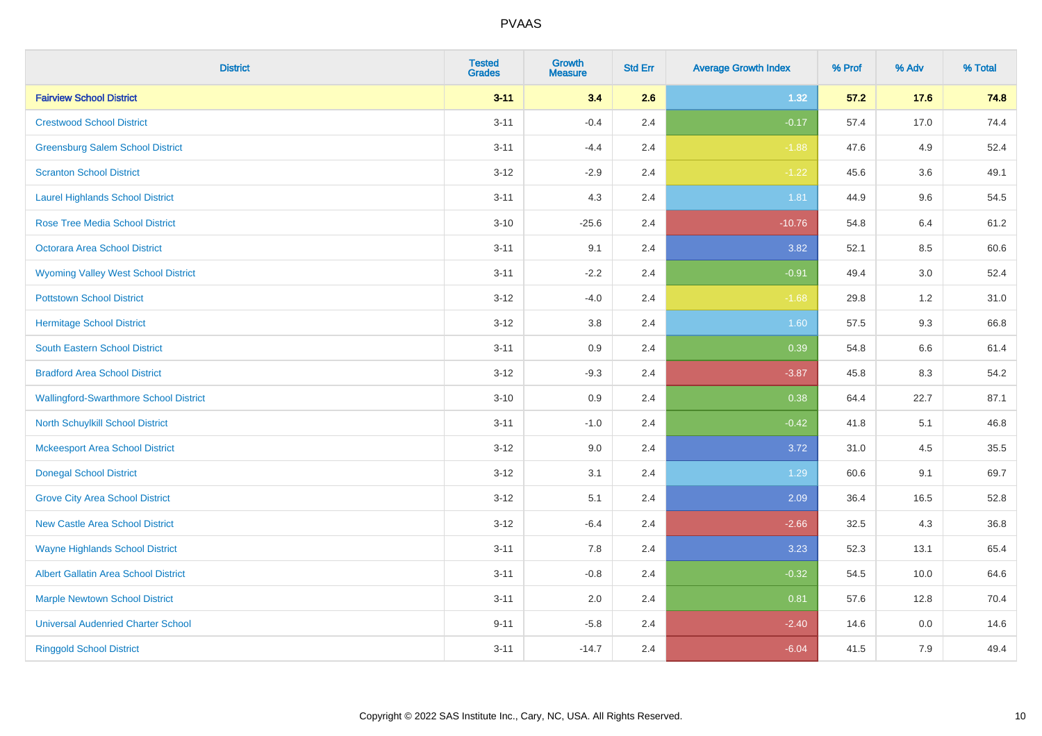| District | Tested Grades | Growth Measure | Std Err | Average Growth Index | % Prof | % Adv | % Total |
|---|---|---|---|---|---|---|---|
| **Fairview School District** | **3-11** | **3.4** | **2.6** | **1.32** | **57.2** | **17.6** | **74.8** |
| Crestwood School District | 3-11 | -0.4 | 2.4 | -0.17 | 57.4 | 17.0 | 74.4 |
| Greensburg Salem School District | 3-11 | -4.4 | 2.4 | -1.88 | 47.6 | 4.9 | 52.4 |
| Scranton School District | 3-12 | -2.9 | 2.4 | -1.22 | 45.6 | 3.6 | 49.1 |
| Laurel Highlands School District | 3-11 | 4.3 | 2.4 | 1.81 | 44.9 | 9.6 | 54.5 |
| Rose Tree Media School District | 3-10 | -25.6 | 2.4 | -10.76 | 54.8 | 6.4 | 61.2 |
| Octorara Area School District | 3-11 | 9.1 | 2.4 | 3.82 | 52.1 | 8.5 | 60.6 |
| Wyoming Valley West School District | 3-11 | -2.2 | 2.4 | -0.91 | 49.4 | 3.0 | 52.4 |
| Pottstown School District | 3-12 | -4.0 | 2.4 | -1.68 | 29.8 | 1.2 | 31.0 |
| Hermitage School District | 3-12 | 3.8 | 2.4 | 1.60 | 57.5 | 9.3 | 66.8 |
| South Eastern School District | 3-11 | 0.9 | 2.4 | 0.39 | 54.8 | 6.6 | 61.4 |
| Bradford Area School District | 3-12 | -9.3 | 2.4 | -3.87 | 45.8 | 8.3 | 54.2 |
| Wallingford-Swarthmore School District | 3-10 | 0.9 | 2.4 | 0.38 | 64.4 | 22.7 | 87.1 |
| North Schuylkill School District | 3-11 | -1.0 | 2.4 | -0.42 | 41.8 | 5.1 | 46.8 |
| Mckeesport Area School District | 3-12 | 9.0 | 2.4 | 3.72 | 31.0 | 4.5 | 35.5 |
| Donegal School District | 3-12 | 3.1 | 2.4 | 1.29 | 60.6 | 9.1 | 69.7 |
| Grove City Area School District | 3-12 | 5.1 | 2.4 | 2.09 | 36.4 | 16.5 | 52.8 |
| New Castle Area School District | 3-12 | -6.4 | 2.4 | -2.66 | 32.5 | 4.3 | 36.8 |
| Wayne Highlands School District | 3-11 | 7.8 | 2.4 | 3.23 | 52.3 | 13.1 | 65.4 |
| Albert Gallatin Area School District | 3-11 | -0.8 | 2.4 | -0.32 | 54.5 | 10.0 | 64.6 |
| Marple Newtown School District | 3-11 | 2.0 | 2.4 | 0.81 | 57.6 | 12.8 | 70.4 |
| Universal Audenried Charter School | 9-11 | -5.8 | 2.4 | -2.40 | 14.6 | 0.0 | 14.6 |
| Ringgold School District | 3-11 | -14.7 | 2.4 | -6.04 | 41.5 | 7.9 | 49.4 |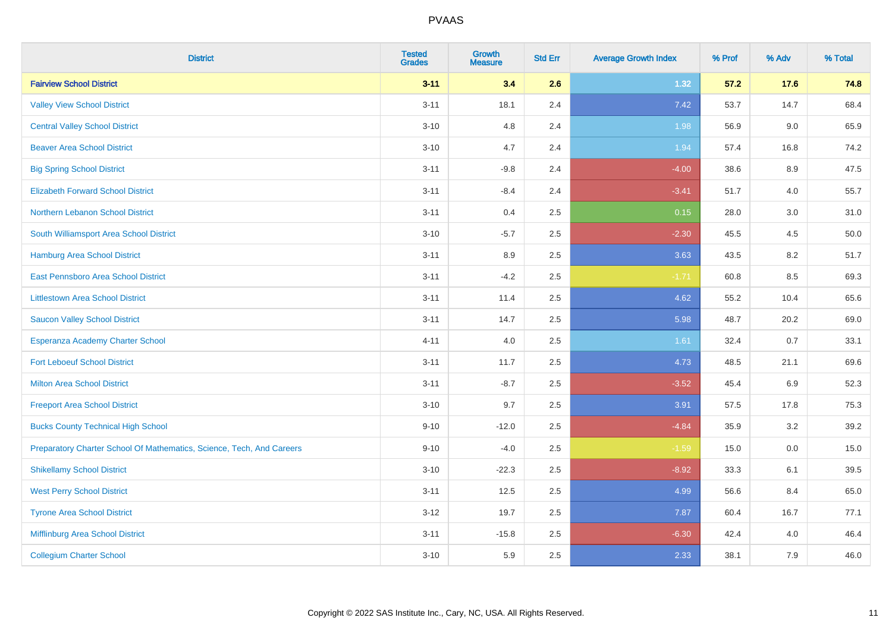# PVAAS

| District | Tested Grades | Growth Measure | Std Err | Average Growth Index | % Prof | % Adv | % Total |
|---|---|---|---|---|---|---|---|
| **Fairview School District** | **3-11** | **3.4** | **2.6** | **1.32** | **57.2** | **17.6** | **74.8** |
| Valley View School District | 3-11 | 18.1 | 2.4 | 7.42 | 53.7 | 14.7 | 68.4 |
| Central Valley School District | 3-10 | 4.8 | 2.4 | 1.98 | 56.9 | 9.0 | 65.9 |
| Beaver Area School District | 3-10 | 4.7 | 2.4 | 1.94 | 57.4 | 16.8 | 74.2 |
| Big Spring School District | 3-11 | -9.8 | 2.4 | -4.00 | 38.6 | 8.9 | 47.5 |
| Elizabeth Forward School District | 3-11 | -8.4 | 2.4 | -3.41 | 51.7 | 4.0 | 55.7 |
| Northern Lebanon School District | 3-11 | 0.4 | 2.5 | 0.15 | 28.0 | 3.0 | 31.0 |
| South Williamsport Area School District | 3-10 | -5.7 | 2.5 | -2.30 | 45.5 | 4.5 | 50.0 |
| Hamburg Area School District | 3-11 | 8.9 | 2.5 | 3.63 | 43.5 | 8.2 | 51.7 |
| East Pennsboro Area School District | 3-11 | -4.2 | 2.5 | -1.71 | 60.8 | 8.5 | 69.3 |
| Littlestown Area School District | 3-11 | 11.4 | 2.5 | 4.62 | 55.2 | 10.4 | 65.6 |
| Saucon Valley School District | 3-11 | 14.7 | 2.5 | 5.98 | 48.7 | 20.2 | 69.0 |
| Esperanza Academy Charter School | 4-11 | 4.0 | 2.5 | 1.61 | 32.4 | 0.7 | 33.1 |
| Fort Leboeuf School District | 3-11 | 11.7 | 2.5 | 4.73 | 48.5 | 21.1 | 69.6 |
| Milton Area School District | 3-11 | -8.7 | 2.5 | -3.52 | 45.4 | 6.9 | 52.3 |
| Freeport Area School District | 3-10 | 9.7 | 2.5 | 3.91 | 57.5 | 17.8 | 75.3 |
| Bucks County Technical High School | 9-10 | -12.0 | 2.5 | -4.84 | 35.9 | 3.2 | 39.2 |
| Preparatory Charter School Of Mathematics, Science, Tech, And Careers | 9-10 | -4.0 | 2.5 | -1.59 | 15.0 | 0.0 | 15.0 |
| Shikellamy School District | 3-10 | -22.3 | 2.5 | -8.92 | 33.3 | 6.1 | 39.5 |
| West Perry School District | 3-11 | 12.5 | 2.5 | 4.99 | 56.6 | 8.4 | 65.0 |
| Tyrone Area School District | 3-12 | 19.7 | 2.5 | 7.87 | 60.4 | 16.7 | 77.1 |
| Mifflinburg Area School District | 3-11 | -15.8 | 2.5 | -6.30 | 42.4 | 4.0 | 46.4 |
| Collegium Charter School | 3-10 | 5.9 | 2.5 | 2.33 | 38.1 | 7.9 | 46.0 |

Copyright © 2022 SAS Institute Inc., Cary, NC, USA. All Rights Reserved.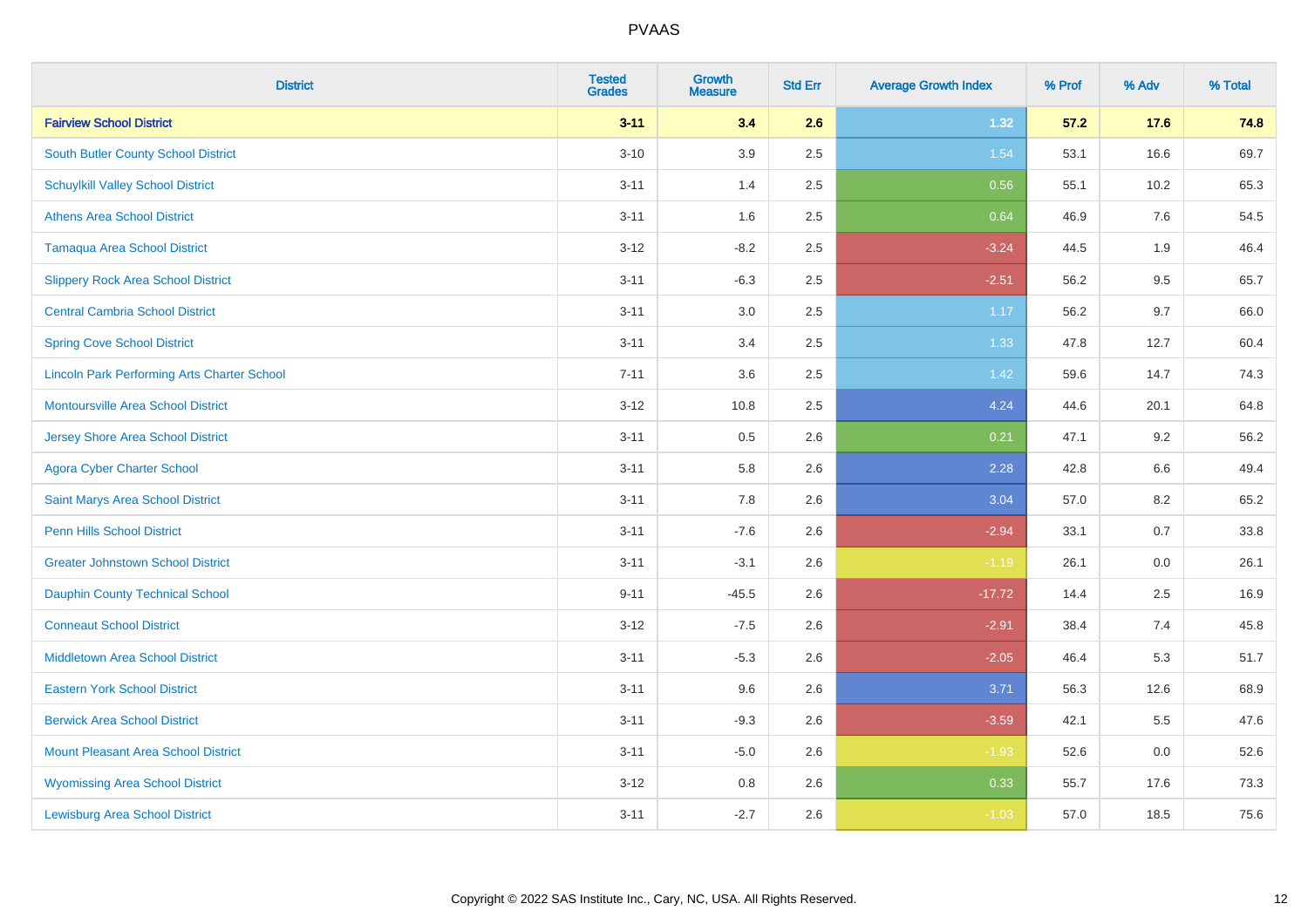| District | Tested Grades | Growth Measure | Std Err | Average Growth Index | % Prof | % Adv | % Total |
|---|---|---|---|---|---|---|---|
| **Fairview School District** | **3-11** | **3.4** | **2.6** | **1.32** | **57.2** | **17.6** | **74.8** |
| South Butler County School District | 3-10 | 3.9 | 2.5 | 1.54 | 53.1 | 16.6 | 69.7 |
| Schuylkill Valley School District | 3-11 | 1.4 | 2.5 | 0.56 | 55.1 | 10.2 | 65.3 |
| Athens Area School District | 3-11 | 1.6 | 2.5 | 0.64 | 46.9 | 7.6 | 54.5 |
| Tamaqua Area School District | 3-12 | -8.2 | 2.5 | -3.24 | 44.5 | 1.9 | 46.4 |
| Slippery Rock Area School District | 3-11 | -6.3 | 2.5 | -2.51 | 56.2 | 9.5 | 65.7 |
| Central Cambria School District | 3-11 | 3.0 | 2.5 | 1.17 | 56.2 | 9.7 | 66.0 |
| Spring Cove School District | 3-11 | 3.4 | 2.5 | 1.33 | 47.8 | 12.7 | 60.4 |
| Lincoln Park Performing Arts Charter School | 7-11 | 3.6 | 2.5 | 1.42 | 59.6 | 14.7 | 74.3 |
| Montoursville Area School District | 3-12 | 10.8 | 2.5 | 4.24 | 44.6 | 20.1 | 64.8 |
| Jersey Shore Area School District | 3-11 | 0.5 | 2.6 | 0.21 | 47.1 | 9.2 | 56.2 |
| Agora Cyber Charter School | 3-11 | 5.8 | 2.6 | 2.28 | 42.8 | 6.6 | 49.4 |
| Saint Marys Area School District | 3-11 | 7.8 | 2.6 | 3.04 | 57.0 | 8.2 | 65.2 |
| Penn Hills School District | 3-11 | -7.6 | 2.6 | -2.94 | 33.1 | 0.7 | 33.8 |
| Greater Johnstown School District | 3-11 | -3.1 | 2.6 | -1.19 | 26.1 | 0.0 | 26.1 |
| Dauphin County Technical School | 9-11 | -45.5 | 2.6 | -17.72 | 14.4 | 2.5 | 16.9 |
| Conneaut School District | 3-12 | -7.5 | 2.6 | -2.91 | 38.4 | 7.4 | 45.8 |
| Middletown Area School District | 3-11 | -5.3 | 2.6 | -2.05 | 46.4 | 5.3 | 51.7 |
| Eastern York School District | 3-11 | 9.6 | 2.6 | 3.71 | 56.3 | 12.6 | 68.9 |
| Berwick Area School District | 3-11 | -9.3 | 2.6 | -3.59 | 42.1 | 5.5 | 47.6 |
| Mount Pleasant Area School District | 3-11 | -5.0 | 2.6 | -1.93 | 52.6 | 0.0 | 52.6 |
| Wyomissing Area School District | 3-12 | 0.8 | 2.6 | 0.33 | 55.7 | 17.6 | 73.3 |
| Lewisburg Area School District | 3-11 | -2.7 | 2.6 | -1.03 | 57.0 | 18.5 | 75.6 |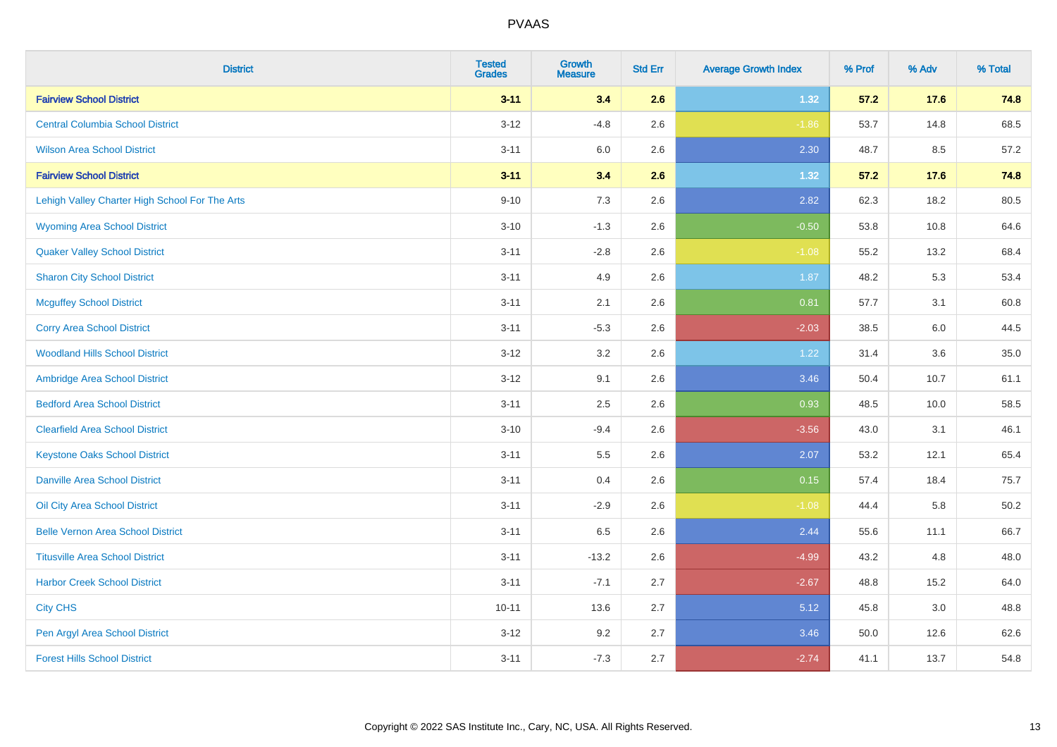| District | Tested Grades | Growth Measure | Std Err | Average Growth Index | % Prof | % Adv | % Total |
|---|---|---|---|---|---|---|---|
| **Fairview School District** | **3-11** | **3.4** | **2.6** | **1.32** | **57.2** | **17.6** | **74.8** |
| Central Columbia School District | 3-12 | -4.8 | 2.6 | -1.86 | 53.7 | 14.8 | 68.5 |
| Wilson Area School District | 3-11 | 6.0 | 2.6 | 2.30 | 48.7 | 8.5 | 57.2 |
| **Fairview School District** | **3-11** | **3.4** | **2.6** | **1.32** | **57.2** | **17.6** | **74.8** |
| Lehigh Valley Charter High School For The Arts | 9-10 | 7.3 | 2.6 | 2.82 | 62.3 | 18.2 | 80.5 |
| Wyoming Area School District | 3-10 | -1.3 | 2.6 | -0.50 | 53.8 | 10.8 | 64.6 |
| Quaker Valley School District | 3-11 | -2.8 | 2.6 | -1.08 | 55.2 | 13.2 | 68.4 |
| Sharon City School District | 3-11 | 4.9 | 2.6 | 1.87 | 48.2 | 5.3 | 53.4 |
| Mcguffey School District | 3-11 | 2.1 | 2.6 | 0.81 | 57.7 | 3.1 | 60.8 |
| Corry Area School District | 3-11 | -5.3 | 2.6 | -2.03 | 38.5 | 6.0 | 44.5 |
| Woodland Hills School District | 3-12 | 3.2 | 2.6 | 1.22 | 31.4 | 3.6 | 35.0 |
| Ambridge Area School District | 3-12 | 9.1 | 2.6 | 3.46 | 50.4 | 10.7 | 61.1 |
| Bedford Area School District | 3-11 | 2.5 | 2.6 | 0.93 | 48.5 | 10.0 | 58.5 |
| Clearfield Area School District | 3-10 | -9.4 | 2.6 | -3.56 | 43.0 | 3.1 | 46.1 |
| Keystone Oaks School District | 3-11 | 5.5 | 2.6 | 2.07 | 53.2 | 12.1 | 65.4 |
| Danville Area School District | 3-11 | 0.4 | 2.6 | 0.15 | 57.4 | 18.4 | 75.7 |
| Oil City Area School District | 3-11 | -2.9 | 2.6 | -1.08 | 44.4 | 5.8 | 50.2 |
| Belle Vernon Area School District | 3-11 | 6.5 | 2.6 | 2.44 | 55.6 | 11.1 | 66.7 |
| Titusville Area School District | 3-11 | -13.2 | 2.6 | -4.99 | 43.2 | 4.8 | 48.0 |
| Harbor Creek School District | 3-11 | -7.1 | 2.7 | -2.67 | 48.8 | 15.2 | 64.0 |
| City CHS | 10-11 | 13.6 | 2.7 | 5.12 | 45.8 | 3.0 | 48.8 |
| Pen Argyl Area School District | 3-12 | 9.2 | 2.7 | 3.46 | 50.0 | 12.6 | 62.6 |
| Forest Hills School District | 3-11 | -7.3 | 2.7 | -2.74 | 41.1 | 13.7 | 54.8 |

Copyright © 2022 SAS Institute Inc., Cary, NC, USA. All Rights Reserved.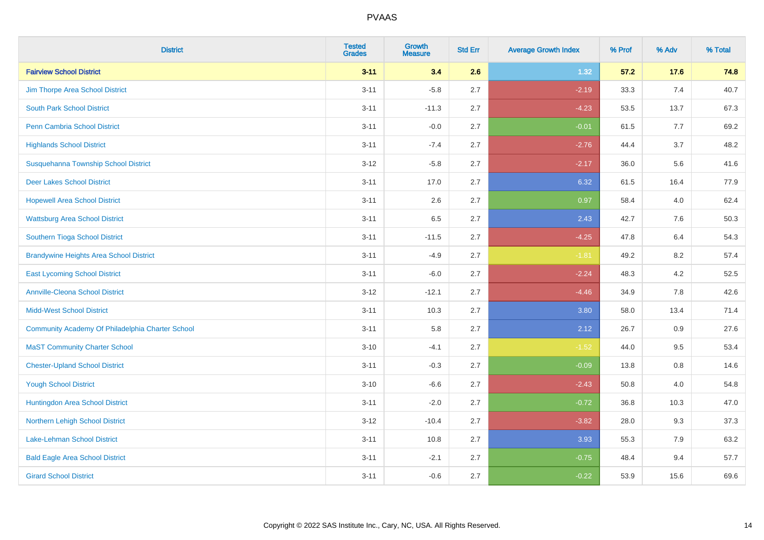# PVAAS

| District | Tested Grades | Growth Measure | Std Err | Average Growth Index | % Prof | % Adv | % Total |
|---|---|---|---|---|---|---|---|
| **Fairview School District** | **3-11** | **3.4** | **2.6** | **1.32** | **57.2** | **17.6** | **74.8** |
| Jim Thorpe Area School District | 3-11 | -5.8 | 2.7 | -2.19 | 33.3 | 7.4 | 40.7 |
| South Park School District | 3-11 | -11.3 | 2.7 | -4.23 | 53.5 | 13.7 | 67.3 |
| Penn Cambria School District | 3-11 | -0.0 | 2.7 | -0.01 | 61.5 | 7.7 | 69.2 |
| Highlands School District | 3-11 | -7.4 | 2.7 | -2.76 | 44.4 | 3.7 | 48.2 |
| Susquehanna Township School District | 3-12 | -5.8 | 2.7 | -2.17 | 36.0 | 5.6 | 41.6 |
| Deer Lakes School District | 3-11 | 17.0 | 2.7 | 6.32 | 61.5 | 16.4 | 77.9 |
| Hopewell Area School District | 3-11 | 2.6 | 2.7 | 0.97 | 58.4 | 4.0 | 62.4 |
| Wattsburg Area School District | 3-11 | 6.5 | 2.7 | 2.43 | 42.7 | 7.6 | 50.3 |
| Southern Tioga School District | 3-11 | -11.5 | 2.7 | -4.25 | 47.8 | 6.4 | 54.3 |
| Brandywine Heights Area School District | 3-11 | -4.9 | 2.7 | -1.81 | 49.2 | 8.2 | 57.4 |
| East Lycoming School District | 3-11 | -6.0 | 2.7 | -2.24 | 48.3 | 4.2 | 52.5 |
| Annville-Cleona School District | 3-12 | -12.1 | 2.7 | -4.46 | 34.9 | 7.8 | 42.6 |
| Midd-West School District | 3-11 | 10.3 | 2.7 | 3.80 | 58.0 | 13.4 | 71.4 |
| Community Academy Of Philadelphia Charter School | 3-11 | 5.8 | 2.7 | 2.12 | 26.7 | 0.9 | 27.6 |
| MaST Community Charter School | 3-10 | -4.1 | 2.7 | -1.52 | 44.0 | 9.5 | 53.4 |
| Chester-Upland School District | 3-11 | -0.3 | 2.7 | -0.09 | 13.8 | 0.8 | 14.6 |
| Yough School District | 3-10 | -6.6 | 2.7 | -2.43 | 50.8 | 4.0 | 54.8 |
| Huntingdon Area School District | 3-11 | -2.0 | 2.7 | -0.72 | 36.8 | 10.3 | 47.0 |
| Northern Lehigh School District | 3-12 | -10.4 | 2.7 | -3.82 | 28.0 | 9.3 | 37.3 |
| Lake-Lehman School District | 3-11 | 10.8 | 2.7 | 3.93 | 55.3 | 7.9 | 63.2 |
| Bald Eagle Area School District | 3-11 | -2.1 | 2.7 | -0.75 | 48.4 | 9.4 | 57.7 |
| Girard School District | 3-11 | -0.6 | 2.7 | -0.22 | 53.9 | 15.6 | 69.6 |

Copyright © 2022 SAS Institute Inc., Cary, NC, USA. All Rights Reserved.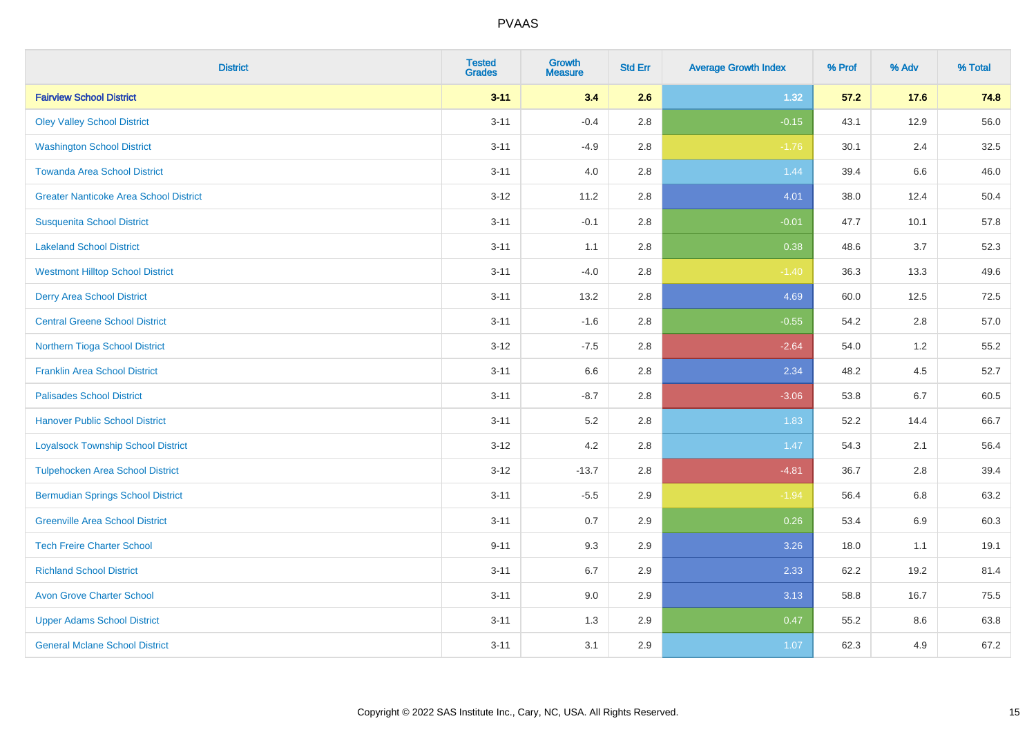PVAAS

| District | Tested Grades | Growth Measure | Std Err | Average Growth Index | % Prof | % Adv | % Total |
|---|---|---|---|---|---|---|---|
| **Fairview School District** | **3-11** | **3.4** | **2.6** | **1.32** | **57.2** | **17.6** | **74.8** |
| Oley Valley School District | 3-11 | -0.4 | 2.8 | -0.15 | 43.1 | 12.9 | 56.0 |
| Washington School District | 3-11 | -4.9 | 2.8 | -1.76 | 30.1 | 2.4 | 32.5 |
| Towanda Area School District | 3-11 | 4.0 | 2.8 | 1.44 | 39.4 | 6.6 | 46.0 |
| Greater Nanticoke Area School District | 3-12 | 11.2 | 2.8 | 4.01 | 38.0 | 12.4 | 50.4 |
| Susquenita School District | 3-11 | -0.1 | 2.8 | -0.01 | 47.7 | 10.1 | 57.8 |
| Lakeland School District | 3-11 | 1.1 | 2.8 | 0.38 | 48.6 | 3.7 | 52.3 |
| Westmont Hilltop School District | 3-11 | -4.0 | 2.8 | -1.40 | 36.3 | 13.3 | 49.6 |
| Derry Area School District | 3-11 | 13.2 | 2.8 | 4.69 | 60.0 | 12.5 | 72.5 |
| Central Greene School District | 3-11 | -1.6 | 2.8 | -0.55 | 54.2 | 2.8 | 57.0 |
| Northern Tioga School District | 3-12 | -7.5 | 2.8 | -2.64 | 54.0 | 1.2 | 55.2 |
| Franklin Area School District | 3-11 | 6.6 | 2.8 | 2.34 | 48.2 | 4.5 | 52.7 |
| Palisades School District | 3-11 | -8.7 | 2.8 | -3.06 | 53.8 | 6.7 | 60.5 |
| Hanover Public School District | 3-11 | 5.2 | 2.8 | 1.83 | 52.2 | 14.4 | 66.7 |
| Loyalsock Township School District | 3-12 | 4.2 | 2.8 | 1.47 | 54.3 | 2.1 | 56.4 |
| Tulpehocken Area School District | 3-12 | -13.7 | 2.8 | -4.81 | 36.7 | 2.8 | 39.4 |
| Bermudian Springs School District | 3-11 | -5.5 | 2.9 | -1.94 | 56.4 | 6.8 | 63.2 |
| Greenville Area School District | 3-11 | 0.7 | 2.9 | 0.26 | 53.4 | 6.9 | 60.3 |
| Tech Freire Charter School | 9-11 | 9.3 | 2.9 | 3.26 | 18.0 | 1.1 | 19.1 |
| Richland School District | 3-11 | 6.7 | 2.9 | 2.33 | 62.2 | 19.2 | 81.4 |
| Avon Grove Charter School | 3-11 | 9.0 | 2.9 | 3.13 | 58.8 | 16.7 | 75.5 |
| Upper Adams School District | 3-11 | 1.3 | 2.9 | 0.47 | 55.2 | 8.6 | 63.8 |
| General Mclane School District | 3-11 | 3.1 | 2.9 | 1.07 | 62.3 | 4.9 | 67.2 |

Copyright © 2022 SAS Institute Inc., Cary, NC, USA. All Rights Reserved.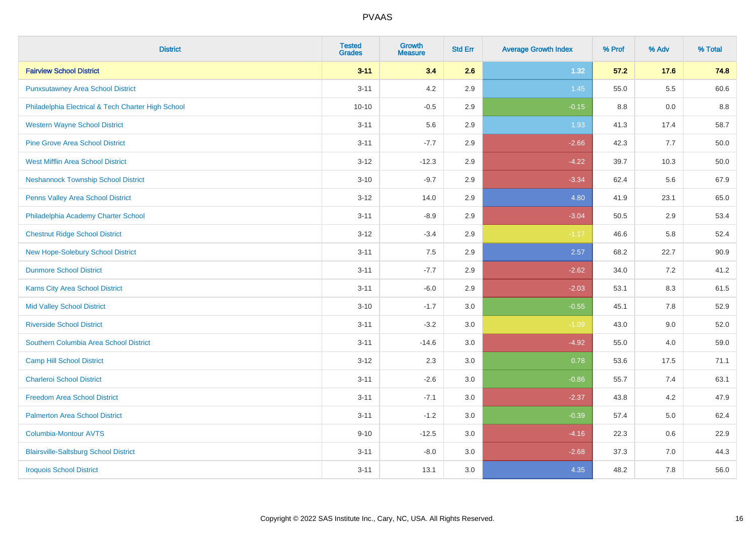# PVAAS

| District | Tested Grades | Growth Measure | Std Err | Average Growth Index | % Prof | % Adv | % Total |
|---|---|---|---|---|---|---|---|
| **Fairview School District** | **3-11** | **3.4** | **2.6** | **1.32** | **57.2** | **17.6** | **74.8** |
| Punxsutawney Area School District | 3-11 | 4.2 | 2.9 | 1.45 | 55.0 | 5.5 | 60.6 |
| Philadelphia Electrical & Tech Charter High School | 10-10 | -0.5 | 2.9 | -0.15 | 8.8 | 0.0 | 8.8 |
| Western Wayne School District | 3-11 | 5.6 | 2.9 | 1.93 | 41.3 | 17.4 | 58.7 |
| Pine Grove Area School District | 3-11 | -7.7 | 2.9 | -2.66 | 42.3 | 7.7 | 50.0 |
| West Mifflin Area School District | 3-12 | -12.3 | 2.9 | -4.22 | 39.7 | 10.3 | 50.0 |
| Neshannock Township School District | 3-10 | -9.7 | 2.9 | -3.34 | 62.4 | 5.6 | 67.9 |
| Penns Valley Area School District | 3-12 | 14.0 | 2.9 | 4.80 | 41.9 | 23.1 | 65.0 |
| Philadelphia Academy Charter School | 3-11 | -8.9 | 2.9 | -3.04 | 50.5 | 2.9 | 53.4 |
| Chestnut Ridge School District | 3-12 | -3.4 | 2.9 | -1.17 | 46.6 | 5.8 | 52.4 |
| New Hope-Solebury School District | 3-11 | 7.5 | 2.9 | 2.57 | 68.2 | 22.7 | 90.9 |
| Dunmore School District | 3-11 | -7.7 | 2.9 | -2.62 | 34.0 | 7.2 | 41.2 |
| Karns City Area School District | 3-11 | -6.0 | 2.9 | -2.03 | 53.1 | 8.3 | 61.5 |
| Mid Valley School District | 3-10 | -1.7 | 3.0 | -0.55 | 45.1 | 7.8 | 52.9 |
| Riverside School District | 3-11 | -3.2 | 3.0 | -1.09 | 43.0 | 9.0 | 52.0 |
| Southern Columbia Area School District | 3-11 | -14.6 | 3.0 | -4.92 | 55.0 | 4.0 | 59.0 |
| Camp Hill School District | 3-12 | 2.3 | 3.0 | 0.78 | 53.6 | 17.5 | 71.1 |
| Charleroi School District | 3-11 | -2.6 | 3.0 | -0.86 | 55.7 | 7.4 | 63.1 |
| Freedom Area School District | 3-11 | -7.1 | 3.0 | -2.37 | 43.8 | 4.2 | 47.9 |
| Palmerton Area School District | 3-11 | -1.2 | 3.0 | -0.39 | 57.4 | 5.0 | 62.4 |
| Columbia-Montour AVTS | 9-10 | -12.5 | 3.0 | -4.16 | 22.3 | 0.6 | 22.9 |
| Blairsville-Saltsburg School District | 3-11 | -8.0 | 3.0 | -2.68 | 37.3 | 7.0 | 44.3 |
| Iroquois School District | 3-11 | 13.1 | 3.0 | 4.35 | 48.2 | 7.8 | 56.0 |

Copyright © 2022 SAS Institute Inc., Cary, NC, USA. All Rights Reserved.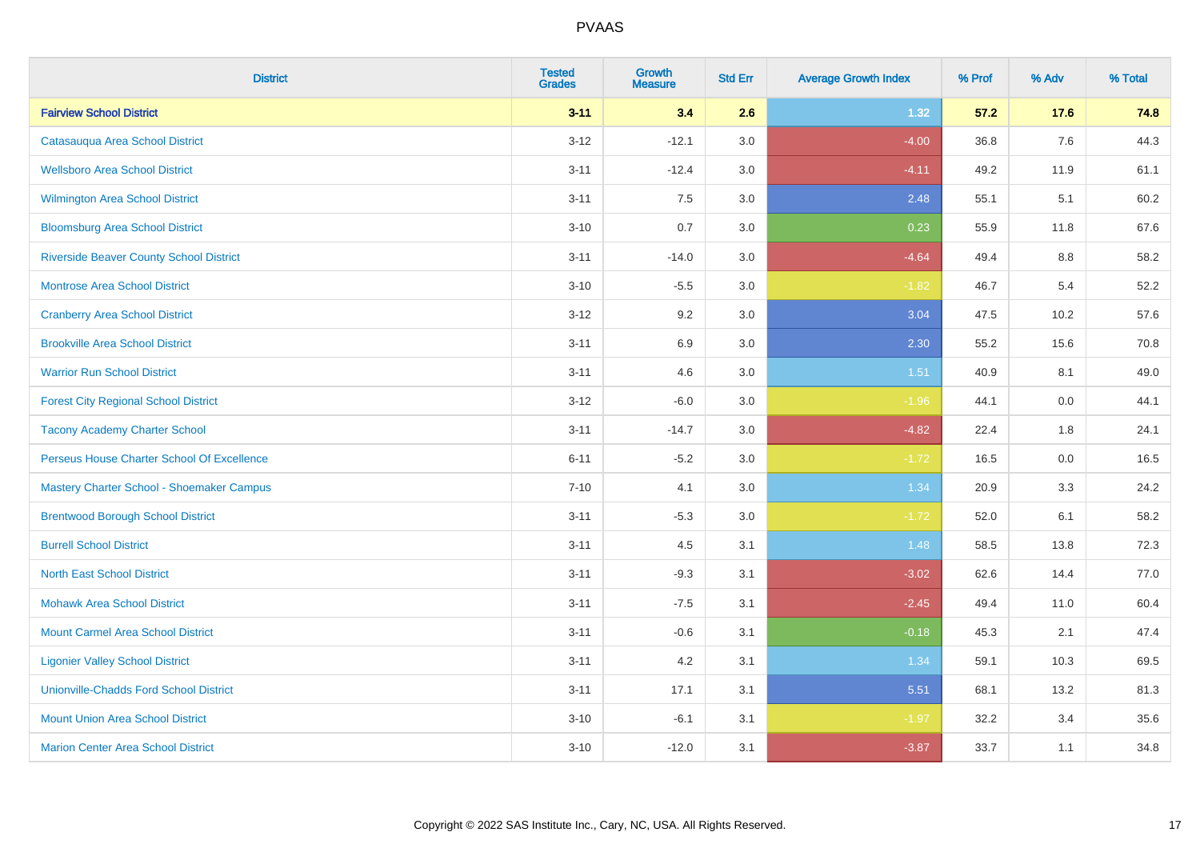# PVAAS

| District | Tested Grades | Growth Measure | Std Err | Average Growth Index | % Prof | % Adv | % Total |
|---|---|---|---|---|---|---|---|
| **Fairview School District** | **3-11** | **3.4** | **2.6** | **1.32** | **57.2** | **17.6** | **74.8** |
| Catasauqua Area School District | 3-12 | -12.1 | 3.0 | -4.00 | 36.8 | 7.6 | 44.3 |
| Wellsboro Area School District | 3-11 | -12.4 | 3.0 | -4.11 | 49.2 | 11.9 | 61.1 |
| Wilmington Area School District | 3-11 | 7.5 | 3.0 | 2.48 | 55.1 | 5.1 | 60.2 |
| Bloomsburg Area School District | 3-10 | 0.7 | 3.0 | 0.23 | 55.9 | 11.8 | 67.6 |
| Riverside Beaver County School District | 3-11 | -14.0 | 3.0 | -4.64 | 49.4 | 8.8 | 58.2 |
| Montrose Area School District | 3-10 | -5.5 | 3.0 | -1.82 | 46.7 | 5.4 | 52.2 |
| Cranberry Area School District | 3-12 | 9.2 | 3.0 | 3.04 | 47.5 | 10.2 | 57.6 |
| Brookville Area School District | 3-11 | 6.9 | 3.0 | 2.30 | 55.2 | 15.6 | 70.8 |
| Warrior Run School District | 3-11 | 4.6 | 3.0 | 1.51 | 40.9 | 8.1 | 49.0 |
| Forest City Regional School District | 3-12 | -6.0 | 3.0 | -1.96 | 44.1 | 0.0 | 44.1 |
| Tacony Academy Charter School | 3-11 | -14.7 | 3.0 | -4.82 | 22.4 | 1.8 | 24.1 |
| Perseus House Charter School Of Excellence | 6-11 | -5.2 | 3.0 | -1.72 | 16.5 | 0.0 | 16.5 |
| Mastery Charter School - Shoemaker Campus | 7-10 | 4.1 | 3.0 | 1.34 | 20.9 | 3.3 | 24.2 |
| Brentwood Borough School District | 3-11 | -5.3 | 3.0 | -1.72 | 52.0 | 6.1 | 58.2 |
| Burrell School District | 3-11 | 4.5 | 3.1 | 1.48 | 58.5 | 13.8 | 72.3 |
| North East School District | 3-11 | -9.3 | 3.1 | -3.02 | 62.6 | 14.4 | 77.0 |
| Mohawk Area School District | 3-11 | -7.5 | 3.1 | -2.45 | 49.4 | 11.0 | 60.4 |
| Mount Carmel Area School District | 3-11 | -0.6 | 3.1 | -0.18 | 45.3 | 2.1 | 47.4 |
| Ligonier Valley School District | 3-11 | 4.2 | 3.1 | 1.34 | 59.1 | 10.3 | 69.5 |
| Unionville-Chadds Ford School District | 3-11 | 17.1 | 3.1 | 5.51 | 68.1 | 13.2 | 81.3 |
| Mount Union Area School District | 3-10 | -6.1 | 3.1 | -1.97 | 32.2 | 3.4 | 35.6 |
| Marion Center Area School District | 3-10 | -12.0 | 3.1 | -3.87 | 33.7 | 1.1 | 34.8 |

Copyright © 2022 SAS Institute Inc., Cary, NC, USA. All Rights Reserved.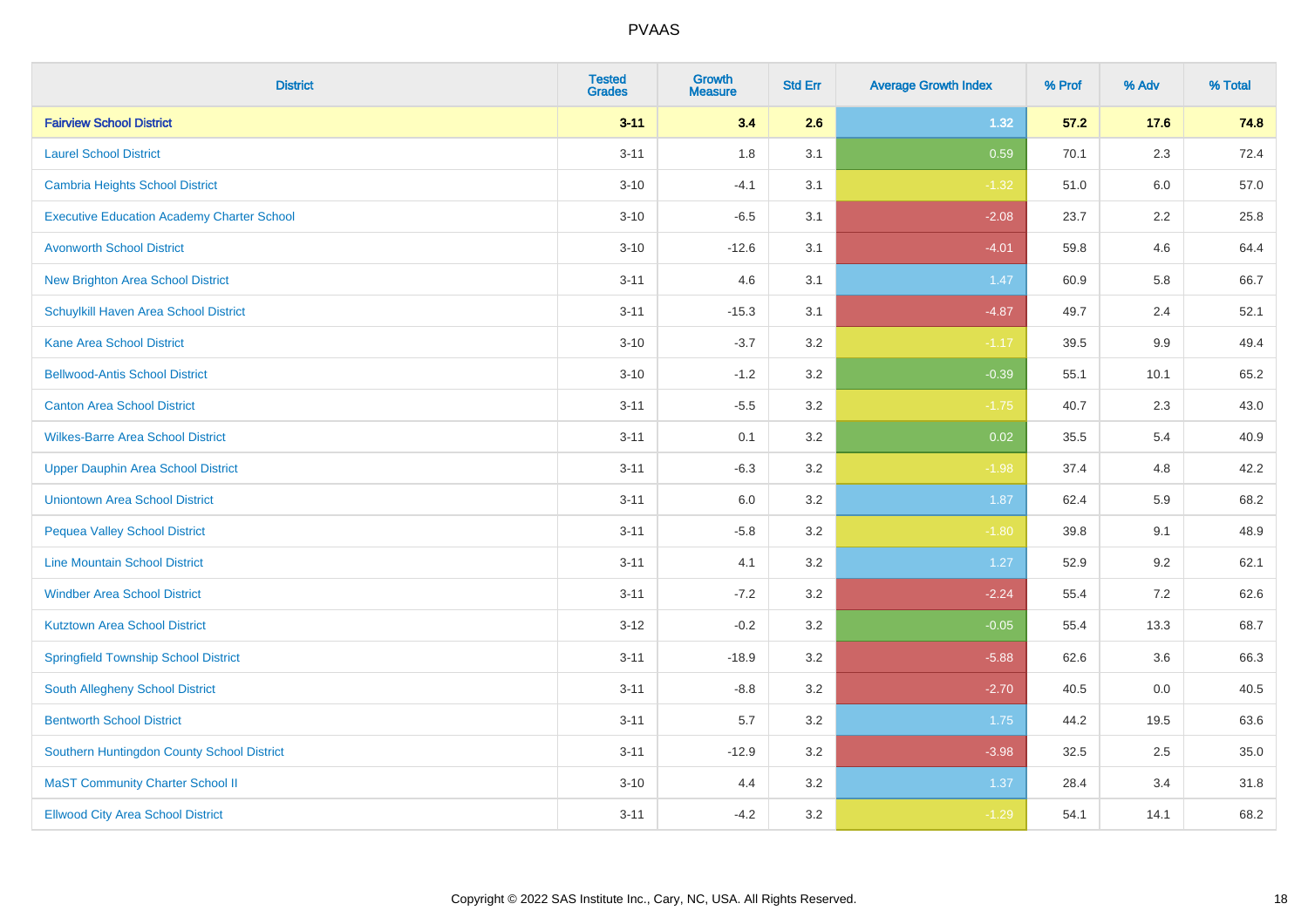# PVAAS

| District | Tested Grades | Growth Measure | Std Err | Average Growth Index | % Prof | % Adv | % Total |
|---|---|---|---|---|---|---|---|
| **Fairview School District** | **3-11** | **3.4** | **2.6** | **1.32** | **57.2** | **17.6** | **74.8** |
| Laurel School District | 3-11 | 1.8 | 3.1 | 0.59 | 70.1 | 2.3 | 72.4 |
| Cambria Heights School District | 3-10 | -4.1 | 3.1 | -1.32 | 51.0 | 6.0 | 57.0 |
| Executive Education Academy Charter School | 3-10 | -6.5 | 3.1 | -2.08 | 23.7 | 2.2 | 25.8 |
| Avonworth School District | 3-10 | -12.6 | 3.1 | -4.01 | 59.8 | 4.6 | 64.4 |
| New Brighton Area School District | 3-11 | 4.6 | 3.1 | 1.47 | 60.9 | 5.8 | 66.7 |
| Schuylkill Haven Area School District | 3-11 | -15.3 | 3.1 | -4.87 | 49.7 | 2.4 | 52.1 |
| Kane Area School District | 3-10 | -3.7 | 3.2 | -1.17 | 39.5 | 9.9 | 49.4 |
| Bellwood-Antis School District | 3-10 | -1.2 | 3.2 | -0.39 | 55.1 | 10.1 | 65.2 |
| Canton Area School District | 3-11 | -5.5 | 3.2 | -1.75 | 40.7 | 2.3 | 43.0 |
| Wilkes-Barre Area School District | 3-11 | 0.1 | 3.2 | 0.02 | 35.5 | 5.4 | 40.9 |
| Upper Dauphin Area School District | 3-11 | -6.3 | 3.2 | -1.98 | 37.4 | 4.8 | 42.2 |
| Uniontown Area School District | 3-11 | 6.0 | 3.2 | 1.87 | 62.4 | 5.9 | 68.2 |
| Pequea Valley School District | 3-11 | -5.8 | 3.2 | -1.80 | 39.8 | 9.1 | 48.9 |
| Line Mountain School District | 3-11 | 4.1 | 3.2 | 1.27 | 52.9 | 9.2 | 62.1 |
| Windber Area School District | 3-11 | -7.2 | 3.2 | -2.24 | 55.4 | 7.2 | 62.6 |
| Kutztown Area School District | 3-12 | -0.2 | 3.2 | -0.05 | 55.4 | 13.3 | 68.7 |
| Springfield Township School District | 3-11 | -18.9 | 3.2 | -5.88 | 62.6 | 3.6 | 66.3 |
| South Allegheny School District | 3-11 | -8.8 | 3.2 | -2.70 | 40.5 | 0.0 | 40.5 |
| Bentworth School District | 3-11 | 5.7 | 3.2 | 1.75 | 44.2 | 19.5 | 63.6 |
| Southern Huntingdon County School District | 3-11 | -12.9 | 3.2 | -3.98 | 32.5 | 2.5 | 35.0 |
| MaST Community Charter School II | 3-10 | 4.4 | 3.2 | 1.37 | 28.4 | 3.4 | 31.8 |
| Ellwood City Area School District | 3-11 | -4.2 | 3.2 | -1.29 | 54.1 | 14.1 | 68.2 |

Copyright © 2022 SAS Institute Inc., Cary, NC, USA. All Rights Reserved.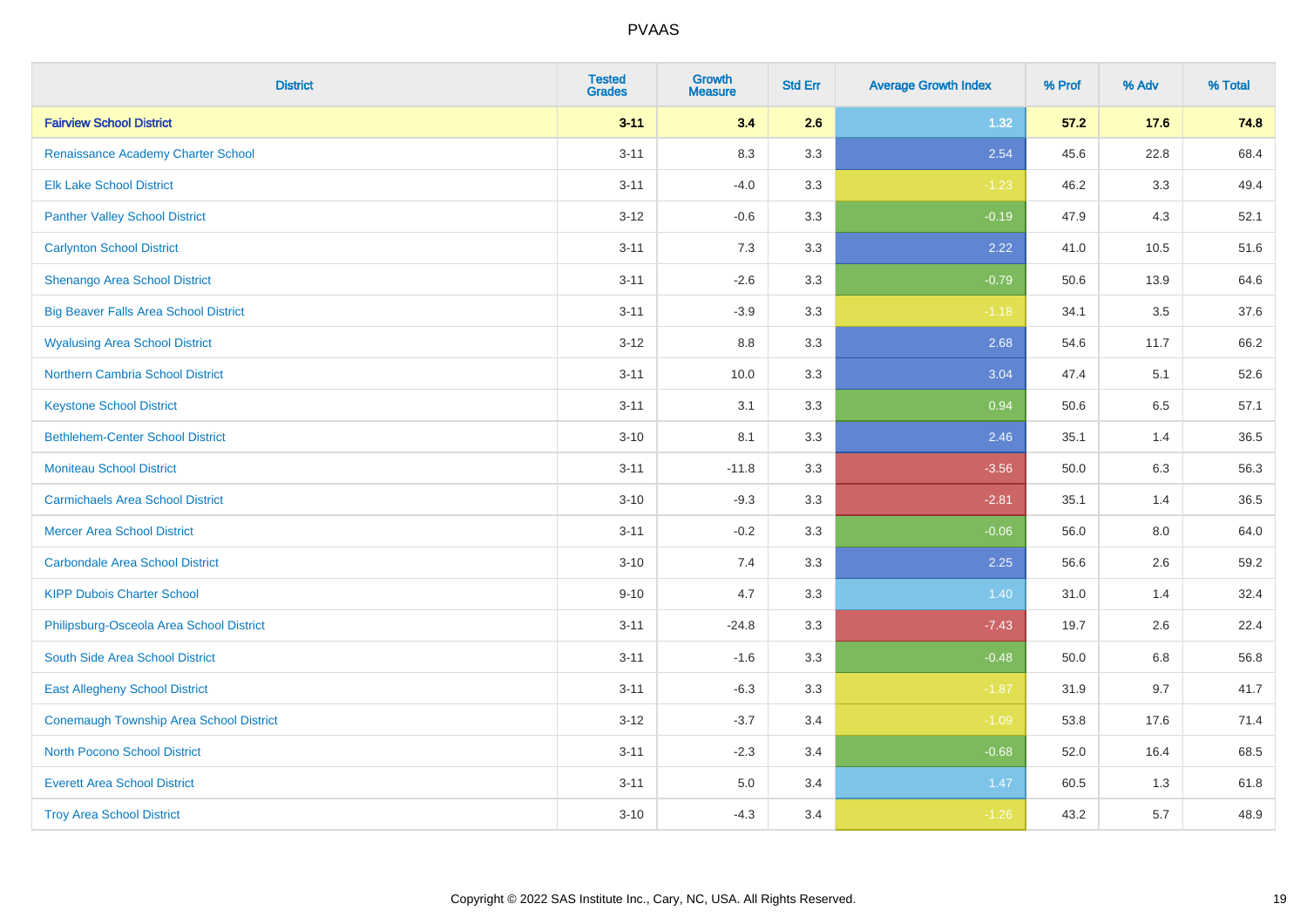| District | Tested Grades | Growth Measure | Std Err | Average Growth Index | % Prof | % Adv | % Total |
|---|---|---|---|---|---|---|---|
| **Fairview School District** | **3-11** | **3.4** | **2.6** | **1.32** | **57.2** | **17.6** | **74.8** |
| Renaissance Academy Charter School | 3-11 | 8.3 | 3.3 | 2.54 | 45.6 | 22.8 | 68.4 |
| Elk Lake School District | 3-11 | -4.0 | 3.3 | -1.23 | 46.2 | 3.3 | 49.4 |
| Panther Valley School District | 3-12 | -0.6 | 3.3 | -0.19 | 47.9 | 4.3 | 52.1 |
| Carlynton School District | 3-11 | 7.3 | 3.3 | 2.22 | 41.0 | 10.5 | 51.6 |
| Shenango Area School District | 3-11 | -2.6 | 3.3 | -0.79 | 50.6 | 13.9 | 64.6 |
| Big Beaver Falls Area School District | 3-11 | -3.9 | 3.3 | -1.18 | 34.1 | 3.5 | 37.6 |
| Wyalusing Area School District | 3-12 | 8.8 | 3.3 | 2.68 | 54.6 | 11.7 | 66.2 |
| Northern Cambria School District | 3-11 | 10.0 | 3.3 | 3.04 | 47.4 | 5.1 | 52.6 |
| Keystone School District | 3-11 | 3.1 | 3.3 | 0.94 | 50.6 | 6.5 | 57.1 |
| Bethlehem-Center School District | 3-10 | 8.1 | 3.3 | 2.46 | 35.1 | 1.4 | 36.5 |
| Moniteau School District | 3-11 | -11.8 | 3.3 | -3.56 | 50.0 | 6.3 | 56.3 |
| Carmichaels Area School District | 3-10 | -9.3 | 3.3 | -2.81 | 35.1 | 1.4 | 36.5 |
| Mercer Area School District | 3-11 | -0.2 | 3.3 | -0.06 | 56.0 | 8.0 | 64.0 |
| Carbondale Area School District | 3-10 | 7.4 | 3.3 | 2.25 | 56.6 | 2.6 | 59.2 |
| KIPP Dubois Charter School | 9-10 | 4.7 | 3.3 | 1.40 | 31.0 | 1.4 | 32.4 |
| Philipsburg-Osceola Area School District | 3-11 | -24.8 | 3.3 | -7.43 | 19.7 | 2.6 | 22.4 |
| South Side Area School District | 3-11 | -1.6 | 3.3 | -0.48 | 50.0 | 6.8 | 56.8 |
| East Allegheny School District | 3-11 | -6.3 | 3.3 | -1.87 | 31.9 | 9.7 | 41.7 |
| Conemaugh Township Area School District | 3-12 | -3.7 | 3.4 | -1.09 | 53.8 | 17.6 | 71.4 |
| North Pocono School District | 3-11 | -2.3 | 3.4 | -0.68 | 52.0 | 16.4 | 68.5 |
| Everett Area School District | 3-11 | 5.0 | 3.4 | 1.47 | 60.5 | 1.3 | 61.8 |
| Troy Area School District | 3-10 | -4.3 | 3.4 | -1.26 | 43.2 | 5.7 | 48.9 |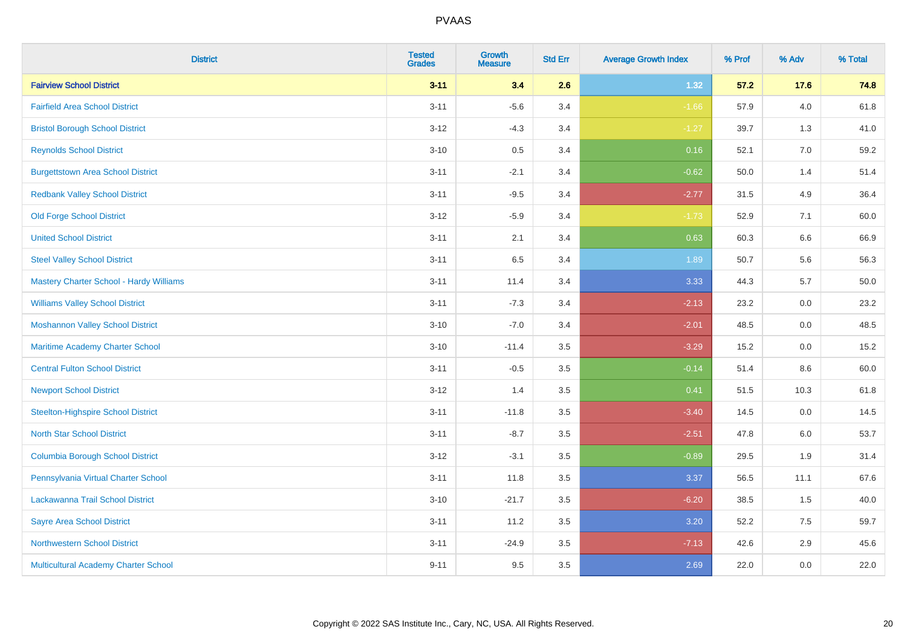# PVAAS

| District | Tested Grades | Growth Measure | Std Err | Average Growth Index | % Prof | % Adv | % Total |
|---|---|---|---|---|---|---|---|
| **Fairview School District** | **3-11** | **3.4** | **2.6** | **1.32** | **57.2** | **17.6** | **74.8** |
| Fairfield Area School District | 3-11 | -5.6 | 3.4 | -1.66 | 57.9 | 4.0 | 61.8 |
| Bristol Borough School District | 3-12 | -4.3 | 3.4 | -1.27 | 39.7 | 1.3 | 41.0 |
| Reynolds School District | 3-10 | 0.5 | 3.4 | 0.16 | 52.1 | 7.0 | 59.2 |
| Burgettstown Area School District | 3-11 | -2.1 | 3.4 | -0.62 | 50.0 | 1.4 | 51.4 |
| Redbank Valley School District | 3-11 | -9.5 | 3.4 | -2.77 | 31.5 | 4.9 | 36.4 |
| Old Forge School District | 3-12 | -5.9 | 3.4 | -1.73 | 52.9 | 7.1 | 60.0 |
| United School District | 3-11 | 2.1 | 3.4 | 0.63 | 60.3 | 6.6 | 66.9 |
| Steel Valley School District | 3-11 | 6.5 | 3.4 | 1.89 | 50.7 | 5.6 | 56.3 |
| Mastery Charter School - Hardy Williams | 3-11 | 11.4 | 3.4 | 3.33 | 44.3 | 5.7 | 50.0 |
| Williams Valley School District | 3-11 | -7.3 | 3.4 | -2.13 | 23.2 | 0.0 | 23.2 |
| Moshannon Valley School District | 3-10 | -7.0 | 3.4 | -2.01 | 48.5 | 0.0 | 48.5 |
| Maritime Academy Charter School | 3-10 | -11.4 | 3.5 | -3.29 | 15.2 | 0.0 | 15.2 |
| Central Fulton School District | 3-11 | -0.5 | 3.5 | -0.14 | 51.4 | 8.6 | 60.0 |
| Newport School District | 3-12 | 1.4 | 3.5 | 0.41 | 51.5 | 10.3 | 61.8 |
| Steelton-Highspire School District | 3-11 | -11.8 | 3.5 | -3.40 | 14.5 | 0.0 | 14.5 |
| North Star School District | 3-11 | -8.7 | 3.5 | -2.51 | 47.8 | 6.0 | 53.7 |
| Columbia Borough School District | 3-12 | -3.1 | 3.5 | -0.89 | 29.5 | 1.9 | 31.4 |
| Pennsylvania Virtual Charter School | 3-11 | 11.8 | 3.5 | 3.37 | 56.5 | 11.1 | 67.6 |
| Lackawanna Trail School District | 3-10 | -21.7 | 3.5 | -6.20 | 38.5 | 1.5 | 40.0 |
| Sayre Area School District | 3-11 | 11.2 | 3.5 | 3.20 | 52.2 | 7.5 | 59.7 |
| Northwestern School District | 3-11 | -24.9 | 3.5 | -7.13 | 42.6 | 2.9 | 45.6 |
| Multicultural Academy Charter School | 9-11 | 9.5 | 3.5 | 2.69 | 22.0 | 0.0 | 22.0 |

Copyright © 2022 SAS Institute Inc., Cary, NC, USA. All Rights Reserved.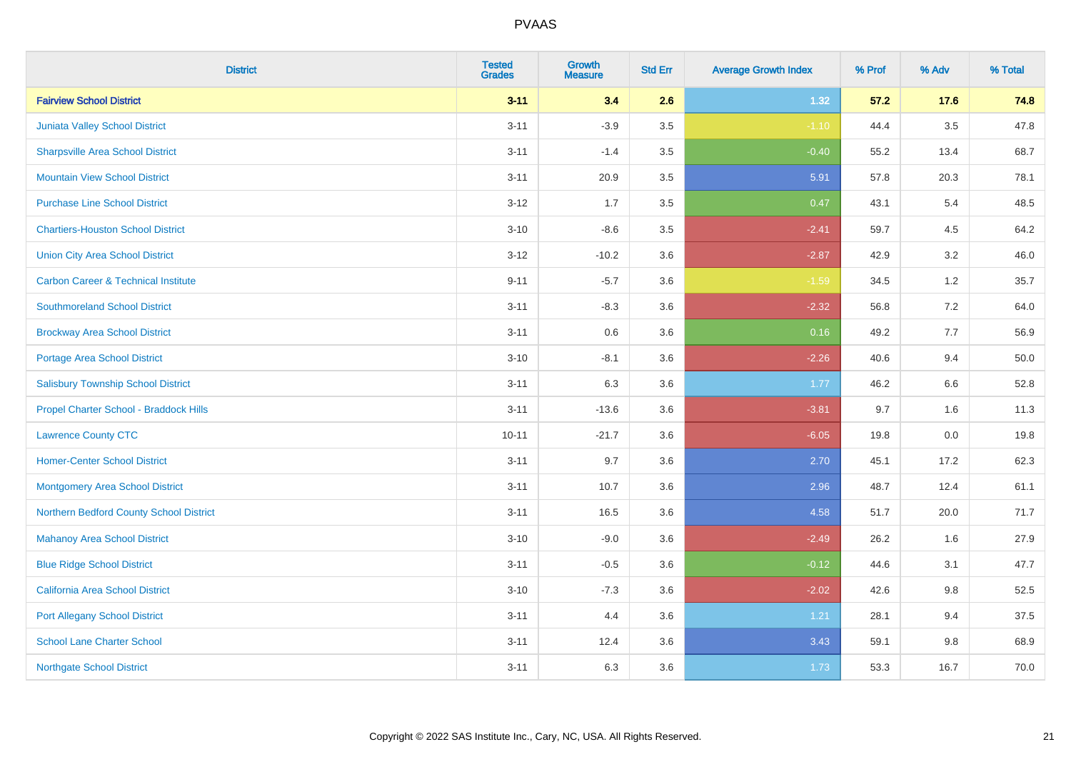| District | Tested Grades | Growth Measure | Std Err | Average Growth Index | % Prof | % Adv | % Total |
|---|---|---|---|---|---|---|---|
| **Fairview School District** | **3-11** | **3.4** | **2.6** | **1.32** | **57.2** | **17.6** | **74.8** |
| Juniata Valley School District | 3-11 | -3.9 | 3.5 | -1.10 | 44.4 | 3.5 | 47.8 |
| Sharpsville Area School District | 3-11 | -1.4 | 3.5 | -0.40 | 55.2 | 13.4 | 68.7 |
| Mountain View School District | 3-11 | 20.9 | 3.5 | 5.91 | 57.8 | 20.3 | 78.1 |
| Purchase Line School District | 3-12 | 1.7 | 3.5 | 0.47 | 43.1 | 5.4 | 48.5 |
| Chartiers-Houston School District | 3-10 | -8.6 | 3.5 | -2.41 | 59.7 | 4.5 | 64.2 |
| Union City Area School District | 3-12 | -10.2 | 3.6 | -2.87 | 42.9 | 3.2 | 46.0 |
| Carbon Career & Technical Institute | 9-11 | -5.7 | 3.6 | -1.59 | 34.5 | 1.2 | 35.7 |
| Southmoreland School District | 3-11 | -8.3 | 3.6 | -2.32 | 56.8 | 7.2 | 64.0 |
| Brockway Area School District | 3-11 | 0.6 | 3.6 | 0.16 | 49.2 | 7.7 | 56.9 |
| Portage Area School District | 3-10 | -8.1 | 3.6 | -2.26 | 40.6 | 9.4 | 50.0 |
| Salisbury Township School District | 3-11 | 6.3 | 3.6 | 1.77 | 46.2 | 6.6 | 52.8 |
| Propel Charter School - Braddock Hills | 3-11 | -13.6 | 3.6 | -3.81 | 9.7 | 1.6 | 11.3 |
| Lawrence County CTC | 10-11 | -21.7 | 3.6 | -6.05 | 19.8 | 0.0 | 19.8 |
| Homer-Center School District | 3-11 | 9.7 | 3.6 | 2.70 | 45.1 | 17.2 | 62.3 |
| Montgomery Area School District | 3-11 | 10.7 | 3.6 | 2.96 | 48.7 | 12.4 | 61.1 |
| Northern Bedford County School District | 3-11 | 16.5 | 3.6 | 4.58 | 51.7 | 20.0 | 71.7 |
| Mahanoy Area School District | 3-10 | -9.0 | 3.6 | -2.49 | 26.2 | 1.6 | 27.9 |
| Blue Ridge School District | 3-11 | -0.5 | 3.6 | -0.12 | 44.6 | 3.1 | 47.7 |
| California Area School District | 3-10 | -7.3 | 3.6 | -2.02 | 42.6 | 9.8 | 52.5 |
| Port Allegany School District | 3-11 | 4.4 | 3.6 | 1.21 | 28.1 | 9.4 | 37.5 |
| School Lane Charter School | 3-11 | 12.4 | 3.6 | 3.43 | 59.1 | 9.8 | 68.9 |
| Northgate School District | 3-11 | 6.3 | 3.6 | 1.73 | 53.3 | 16.7 | 70.0 |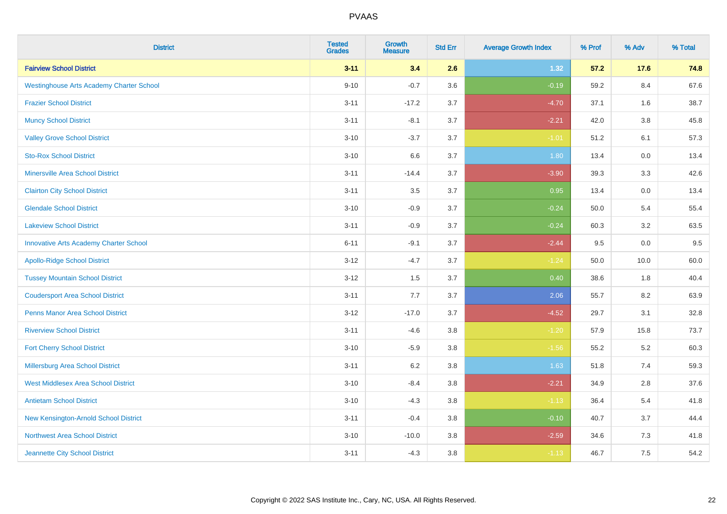| District | Tested Grades | Growth Measure | Std Err | Average Growth Index | % Prof | % Adv | % Total |
|---|---|---|---|---|---|---|---|
| **Fairview School District** | **3-11** | **3.4** | **2.6** | **1.32** | **57.2** | **17.6** | **74.8** |
| Westinghouse Arts Academy Charter School | 9-10 | -0.7 | 3.6 | -0.19 | 59.2 | 8.4 | 67.6 |
| Frazier School District | 3-11 | -17.2 | 3.7 | -4.70 | 37.1 | 1.6 | 38.7 |
| Muncy School District | 3-11 | -8.1 | 3.7 | -2.21 | 42.0 | 3.8 | 45.8 |
| Valley Grove School District | 3-10 | -3.7 | 3.7 | -1.01 | 51.2 | 6.1 | 57.3 |
| Sto-Rox School District | 3-10 | 6.6 | 3.7 | 1.80 | 13.4 | 0.0 | 13.4 |
| Minersville Area School District | 3-11 | -14.4 | 3.7 | -3.90 | 39.3 | 3.3 | 42.6 |
| Clairton City School District | 3-11 | 3.5 | 3.7 | 0.95 | 13.4 | 0.0 | 13.4 |
| Glendale School District | 3-10 | -0.9 | 3.7 | -0.24 | 50.0 | 5.4 | 55.4 |
| Lakeview School District | 3-11 | -0.9 | 3.7 | -0.24 | 60.3 | 3.2 | 63.5 |
| Innovative Arts Academy Charter School | 6-11 | -9.1 | 3.7 | -2.44 | 9.5 | 0.0 | 9.5 |
| Apollo-Ridge School District | 3-12 | -4.7 | 3.7 | -1.24 | 50.0 | 10.0 | 60.0 |
| Tussey Mountain School District | 3-12 | 1.5 | 3.7 | 0.40 | 38.6 | 1.8 | 40.4 |
| Coudersport Area School District | 3-11 | 7.7 | 3.7 | 2.06 | 55.7 | 8.2 | 63.9 |
| Penns Manor Area School District | 3-12 | -17.0 | 3.7 | -4.52 | 29.7 | 3.1 | 32.8 |
| Riverview School District | 3-11 | -4.6 | 3.8 | -1.20 | 57.9 | 15.8 | 73.7 |
| Fort Cherry School District | 3-10 | -5.9 | 3.8 | -1.56 | 55.2 | 5.2 | 60.3 |
| Millersburg Area School District | 3-11 | 6.2 | 3.8 | 1.63 | 51.8 | 7.4 | 59.3 |
| West Middlesex Area School District | 3-10 | -8.4 | 3.8 | -2.21 | 34.9 | 2.8 | 37.6 |
| Antietam School District | 3-10 | -4.3 | 3.8 | -1.13 | 36.4 | 5.4 | 41.8 |
| New Kensington-Arnold School District | 3-11 | -0.4 | 3.8 | -0.10 | 40.7 | 3.7 | 44.4 |
| Northwest Area School District | 3-10 | -10.0 | 3.8 | -2.59 | 34.6 | 7.3 | 41.8 |
| Jeannette City School District | 3-11 | -4.3 | 3.8 | -1.13 | 46.7 | 7.5 | 54.2 |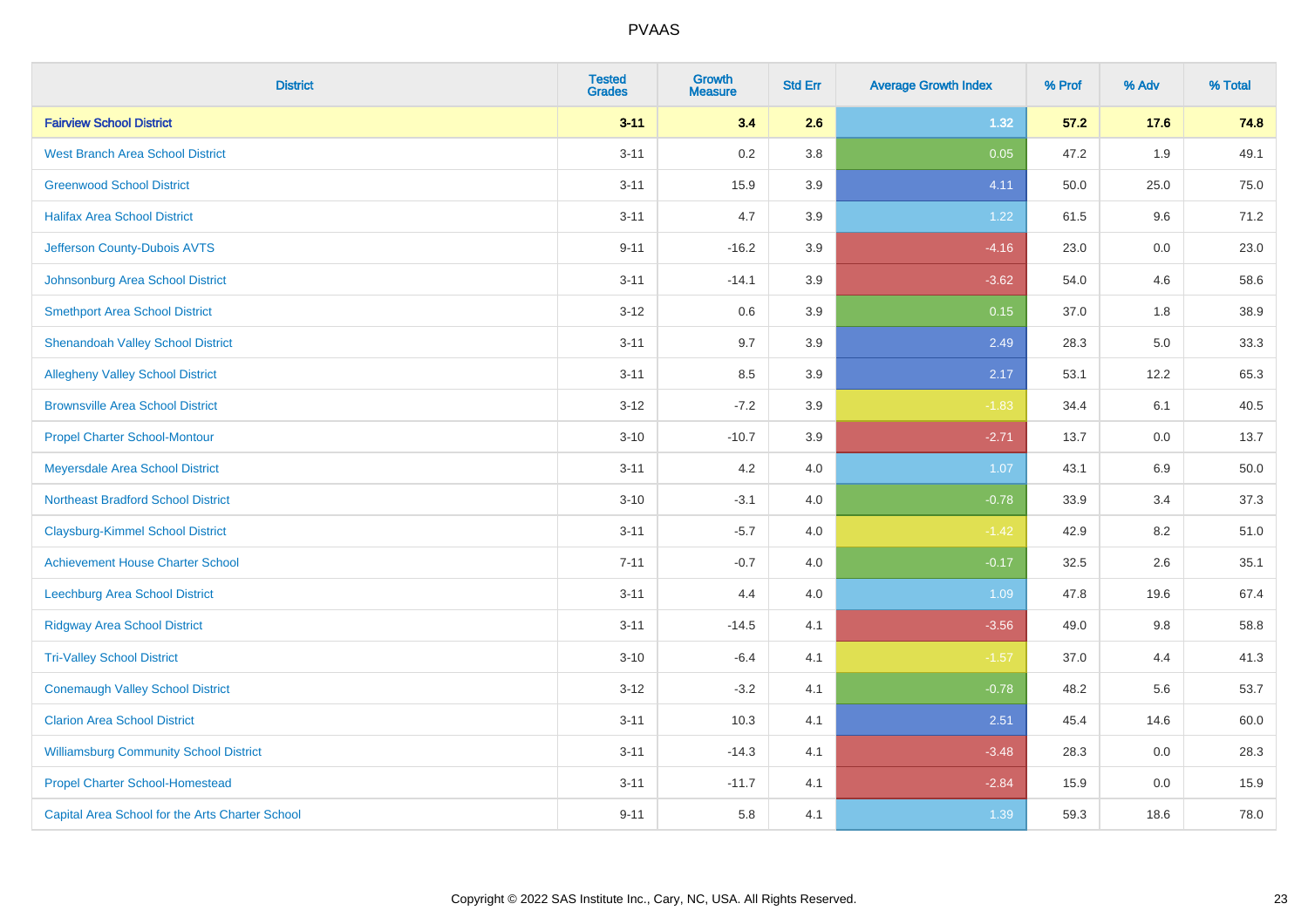| District | Tested Grades | Growth Measure | Std Err | Average Growth Index | % Prof | % Adv | % Total |
|---|---|---|---|---|---|---|---|
| **Fairview School District** | **3-11** | **3.4** | **2.6** | **1.32** | **57.2** | **17.6** | **74.8** |
| West Branch Area School District | 3-11 | 0.2 | 3.8 | 0.05 | 47.2 | 1.9 | 49.1 |
| Greenwood School District | 3-11 | 15.9 | 3.9 | 4.11 | 50.0 | 25.0 | 75.0 |
| Halifax Area School District | 3-11 | 4.7 | 3.9 | 1.22 | 61.5 | 9.6 | 71.2 |
| Jefferson County-Dubois AVTS | 9-11 | -16.2 | 3.9 | -4.16 | 23.0 | 0.0 | 23.0 |
| Johnsonburg Area School District | 3-11 | -14.1 | 3.9 | -3.62 | 54.0 | 4.6 | 58.6 |
| Smethport Area School District | 3-12 | 0.6 | 3.9 | 0.15 | 37.0 | 1.8 | 38.9 |
| Shenandoah Valley School District | 3-11 | 9.7 | 3.9 | 2.49 | 28.3 | 5.0 | 33.3 |
| Allegheny Valley School District | 3-11 | 8.5 | 3.9 | 2.17 | 53.1 | 12.2 | 65.3 |
| Brownsville Area School District | 3-12 | -7.2 | 3.9 | -1.83 | 34.4 | 6.1 | 40.5 |
| Propel Charter School-Montour | 3-10 | -10.7 | 3.9 | -2.71 | 13.7 | 0.0 | 13.7 |
| Meyersdale Area School District | 3-11 | 4.2 | 4.0 | 1.07 | 43.1 | 6.9 | 50.0 |
| Northeast Bradford School District | 3-10 | -3.1 | 4.0 | -0.78 | 33.9 | 3.4 | 37.3 |
| Claysburg-Kimmel School District | 3-11 | -5.7 | 4.0 | -1.42 | 42.9 | 8.2 | 51.0 |
| Achievement House Charter School | 7-11 | -0.7 | 4.0 | -0.17 | 32.5 | 2.6 | 35.1 |
| Leechburg Area School District | 3-11 | 4.4 | 4.0 | 1.09 | 47.8 | 19.6 | 67.4 |
| Ridgway Area School District | 3-11 | -14.5 | 4.1 | -3.56 | 49.0 | 9.8 | 58.8 |
| Tri-Valley School District | 3-10 | -6.4 | 4.1 | -1.57 | 37.0 | 4.4 | 41.3 |
| Conemaugh Valley School District | 3-12 | -3.2 | 4.1 | -0.78 | 48.2 | 5.6 | 53.7 |
| Clarion Area School District | 3-11 | 10.3 | 4.1 | 2.51 | 45.4 | 14.6 | 60.0 |
| Williamsburg Community School District | 3-11 | -14.3 | 4.1 | -3.48 | 28.3 | 0.0 | 28.3 |
| Propel Charter School-Homestead | 3-11 | -11.7 | 4.1 | -2.84 | 15.9 | 0.0 | 15.9 |
| Capital Area School for the Arts Charter School | 9-11 | 5.8 | 4.1 | 1.39 | 59.3 | 18.6 | 78.0 |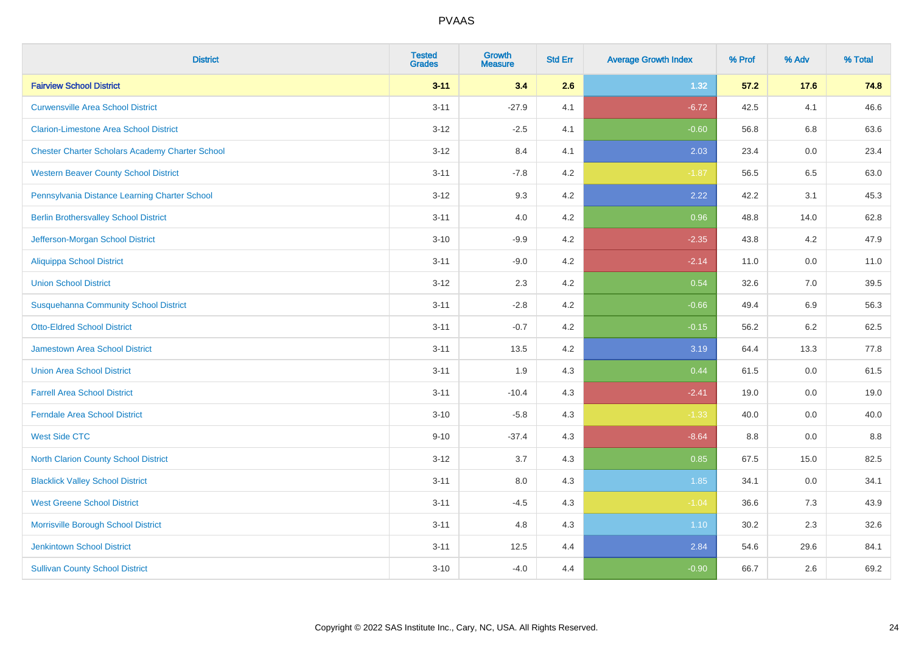PVAAS

| District | Tested Grades | Growth Measure | Std Err | Average Growth Index | % Prof | % Adv | % Total |
|---|---|---|---|---|---|---|---|
| **Fairview School District** | **3-11** | **3.4** | **2.6** | **1.32** | **57.2** | **17.6** | **74.8** |
| Curwensville Area School District | 3-11 | -27.9 | 4.1 | -6.72 | 42.5 | 4.1 | 46.6 |
| Clarion-Limestone Area School District | 3-12 | -2.5 | 4.1 | -0.60 | 56.8 | 6.8 | 63.6 |
| Chester Charter Scholars Academy Charter School | 3-12 | 8.4 | 4.1 | 2.03 | 23.4 | 0.0 | 23.4 |
| Western Beaver County School District | 3-11 | -7.8 | 4.2 | -1.87 | 56.5 | 6.5 | 63.0 |
| Pennsylvania Distance Learning Charter School | 3-12 | 9.3 | 4.2 | 2.22 | 42.2 | 3.1 | 45.3 |
| Berlin Brothersvalley School District | 3-11 | 4.0 | 4.2 | 0.96 | 48.8 | 14.0 | 62.8 |
| Jefferson-Morgan School District | 3-10 | -9.9 | 4.2 | -2.35 | 43.8 | 4.2 | 47.9 |
| Aliquippa School District | 3-11 | -9.0 | 4.2 | -2.14 | 11.0 | 0.0 | 11.0 |
| Union School District | 3-12 | 2.3 | 4.2 | 0.54 | 32.6 | 7.0 | 39.5 |
| Susquehanna Community School District | 3-11 | -2.8 | 4.2 | -0.66 | 49.4 | 6.9 | 56.3 |
| Otto-Eldred School District | 3-11 | -0.7 | 4.2 | -0.15 | 56.2 | 6.2 | 62.5 |
| Jamestown Area School District | 3-11 | 13.5 | 4.2 | 3.19 | 64.4 | 13.3 | 77.8 |
| Union Area School District | 3-11 | 1.9 | 4.3 | 0.44 | 61.5 | 0.0 | 61.5 |
| Farrell Area School District | 3-11 | -10.4 | 4.3 | -2.41 | 19.0 | 0.0 | 19.0 |
| Ferndale Area School District | 3-10 | -5.8 | 4.3 | -1.33 | 40.0 | 0.0 | 40.0 |
| West Side CTC | 9-10 | -37.4 | 4.3 | -8.64 | 8.8 | 0.0 | 8.8 |
| North Clarion County School District | 3-12 | 3.7 | 4.3 | 0.85 | 67.5 | 15.0 | 82.5 |
| Blacklick Valley School District | 3-11 | 8.0 | 4.3 | 1.85 | 34.1 | 0.0 | 34.1 |
| West Greene School District | 3-11 | -4.5 | 4.3 | -1.04 | 36.6 | 7.3 | 43.9 |
| Morrisville Borough School District | 3-11 | 4.8 | 4.3 | 1.10 | 30.2 | 2.3 | 32.6 |
| Jenkintown School District | 3-11 | 12.5 | 4.4 | 2.84 | 54.6 | 29.6 | 84.1 |
| Sullivan County School District | 3-10 | -4.0 | 4.4 | -0.90 | 66.7 | 2.6 | 69.2 |

Copyright © 2022 SAS Institute Inc., Cary, NC, USA. All Rights Reserved.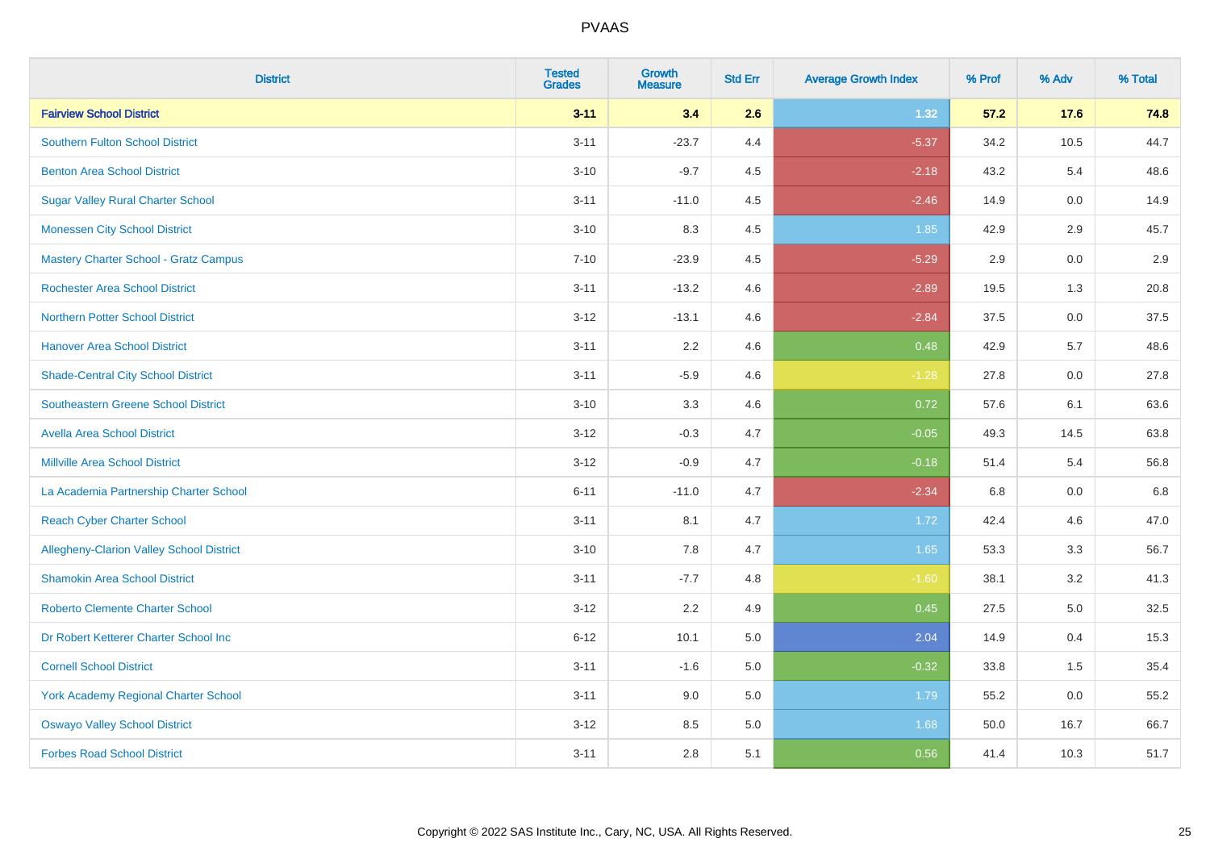# PVAAS

| District | Tested Grades | Growth Measure | Std Err | Average Growth Index | % Prof | % Adv | % Total |
|---|---|---|---|---|---|---|---|
| **Fairview School District** | **3-11** | **3.4** | **2.6** | **1.32** | **57.2** | **17.6** | **74.8** |
| Southern Fulton School District | 3-11 | -23.7 | 4.4 | -5.37 | 34.2 | 10.5 | 44.7 |
| Benton Area School District | 3-10 | -9.7 | 4.5 | -2.18 | 43.2 | 5.4 | 48.6 |
| Sugar Valley Rural Charter School | 3-11 | -11.0 | 4.5 | -2.46 | 14.9 | 0.0 | 14.9 |
| Monessen City School District | 3-10 | 8.3 | 4.5 | 1.85 | 42.9 | 2.9 | 45.7 |
| Mastery Charter School - Gratz Campus | 7-10 | -23.9 | 4.5 | -5.29 | 2.9 | 0.0 | 2.9 |
| Rochester Area School District | 3-11 | -13.2 | 4.6 | -2.89 | 19.5 | 1.3 | 20.8 |
| Northern Potter School District | 3-12 | -13.1 | 4.6 | -2.84 | 37.5 | 0.0 | 37.5 |
| Hanover Area School District | 3-11 | 2.2 | 4.6 | 0.48 | 42.9 | 5.7 | 48.6 |
| Shade-Central City School District | 3-11 | -5.9 | 4.6 | -1.28 | 27.8 | 0.0 | 27.8 |
| Southeastern Greene School District | 3-10 | 3.3 | 4.6 | 0.72 | 57.6 | 6.1 | 63.6 |
| Avella Area School District | 3-12 | -0.3 | 4.7 | -0.05 | 49.3 | 14.5 | 63.8 |
| Millville Area School District | 3-12 | -0.9 | 4.7 | -0.18 | 51.4 | 5.4 | 56.8 |
| La Academia Partnership Charter School | 6-11 | -11.0 | 4.7 | -2.34 | 6.8 | 0.0 | 6.8 |
| Reach Cyber Charter School | 3-11 | 8.1 | 4.7 | 1.72 | 42.4 | 4.6 | 47.0 |
| Allegheny-Clarion Valley School District | 3-10 | 7.8 | 4.7 | 1.65 | 53.3 | 3.3 | 56.7 |
| Shamokin Area School District | 3-11 | -7.7 | 4.8 | -1.60 | 38.1 | 3.2 | 41.3 |
| Roberto Clemente Charter School | 3-12 | 2.2 | 4.9 | 0.45 | 27.5 | 5.0 | 32.5 |
| Dr Robert Ketterer Charter School Inc | 6-12 | 10.1 | 5.0 | 2.04 | 14.9 | 0.4 | 15.3 |
| Cornell School District | 3-11 | -1.6 | 5.0 | -0.32 | 33.8 | 1.5 | 35.4 |
| York Academy Regional Charter School | 3-11 | 9.0 | 5.0 | 1.79 | 55.2 | 0.0 | 55.2 |
| Oswayo Valley School District | 3-12 | 8.5 | 5.0 | 1.68 | 50.0 | 16.7 | 66.7 |
| Forbes Road School District | 3-11 | 2.8 | 5.1 | 0.56 | 41.4 | 10.3 | 51.7 |

Copyright © 2022 SAS Institute Inc., Cary, NC, USA. All Rights Reserved.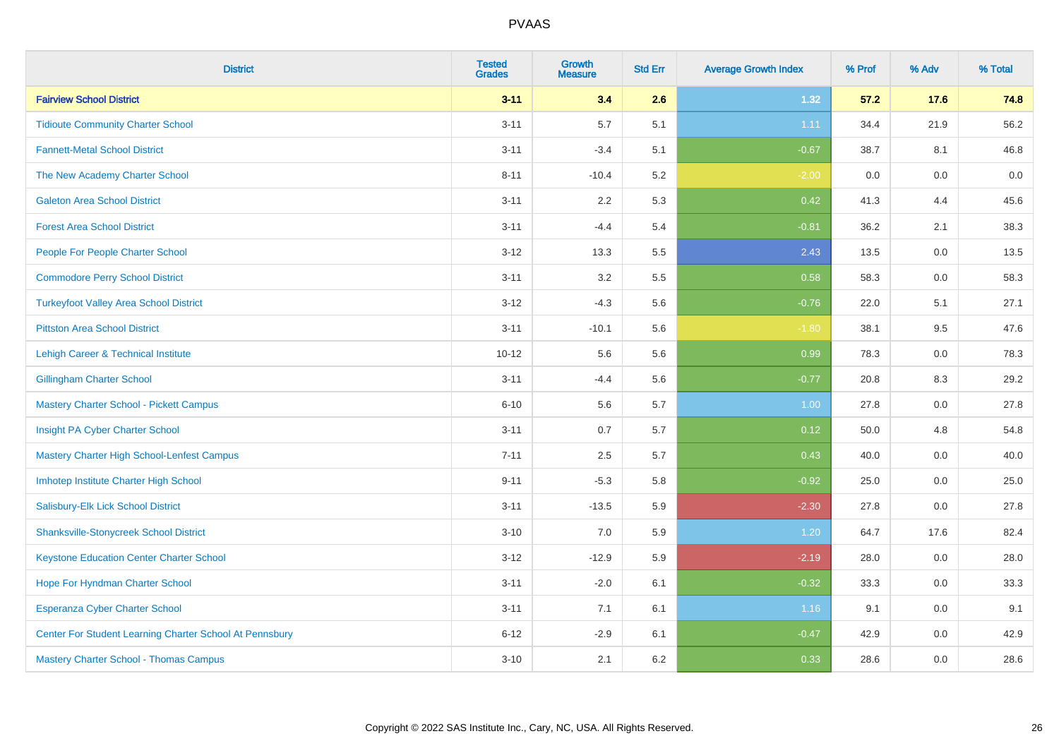# PVAAS

| District | Tested Grades | Growth Measure | Std Err | Average Growth Index | % Prof | % Adv | % Total |
|---|---|---|---|---|---|---|---|
| **Fairview School District** | **3-11** | **3.4** | **2.6** | **1.32** | **57.2** | **17.6** | **74.8** |
| Tidioute Community Charter School | 3-11 | 5.7 | 5.1 | 1.11 | 34.4 | 21.9 | 56.2 |
| Fannett-Metal School District | 3-11 | -3.4 | 5.1 | -0.67 | 38.7 | 8.1 | 46.8 |
| The New Academy Charter School | 8-11 | -10.4 | 5.2 | -2.00 | 0.0 | 0.0 | 0.0 |
| Galeton Area School District | 3-11 | 2.2 | 5.3 | 0.42 | 41.3 | 4.4 | 45.6 |
| Forest Area School District | 3-11 | -4.4 | 5.4 | -0.81 | 36.2 | 2.1 | 38.3 |
| People For People Charter School | 3-12 | 13.3 | 5.5 | 2.43 | 13.5 | 0.0 | 13.5 |
| Commodore Perry School District | 3-11 | 3.2 | 5.5 | 0.58 | 58.3 | 0.0 | 58.3 |
| Turkeyfoot Valley Area School District | 3-12 | -4.3 | 5.6 | -0.76 | 22.0 | 5.1 | 27.1 |
| Pittston Area School District | 3-11 | -10.1 | 5.6 | -1.80 | 38.1 | 9.5 | 47.6 |
| Lehigh Career & Technical Institute | 10-12 | 5.6 | 5.6 | 0.99 | 78.3 | 0.0 | 78.3 |
| Gillingham Charter School | 3-11 | -4.4 | 5.6 | -0.77 | 20.8 | 8.3 | 29.2 |
| Mastery Charter School - Pickett Campus | 6-10 | 5.6 | 5.7 | 1.00 | 27.8 | 0.0 | 27.8 |
| Insight PA Cyber Charter School | 3-11 | 0.7 | 5.7 | 0.12 | 50.0 | 4.8 | 54.8 |
| Mastery Charter High School-Lenfest Campus | 7-11 | 2.5 | 5.7 | 0.43 | 40.0 | 0.0 | 40.0 |
| Imhotep Institute Charter High School | 9-11 | -5.3 | 5.8 | -0.92 | 25.0 | 0.0 | 25.0 |
| Salisbury-Elk Lick School District | 3-11 | -13.5 | 5.9 | -2.30 | 27.8 | 0.0 | 27.8 |
| Shanksville-Stonycreek School District | 3-10 | 7.0 | 5.9 | 1.20 | 64.7 | 17.6 | 82.4 |
| Keystone Education Center Charter School | 3-12 | -12.9 | 5.9 | -2.19 | 28.0 | 0.0 | 28.0 |
| Hope For Hyndman Charter School | 3-11 | -2.0 | 6.1 | -0.32 | 33.3 | 0.0 | 33.3 |
| Esperanza Cyber Charter School | 3-11 | 7.1 | 6.1 | 1.16 | 9.1 | 0.0 | 9.1 |
| Center For Student Learning Charter School At Pennsbury | 6-12 | -2.9 | 6.1 | -0.47 | 42.9 | 0.0 | 42.9 |
| Mastery Charter School - Thomas Campus | 3-10 | 2.1 | 6.2 | 0.33 | 28.6 | 0.0 | 28.6 |

Copyright © 2022 SAS Institute Inc., Cary, NC, USA. All Rights Reserved.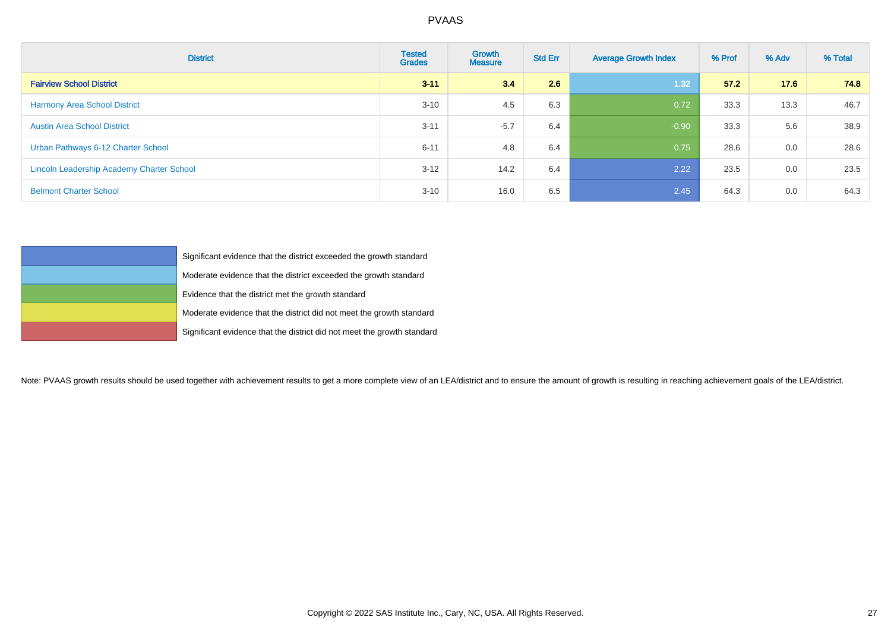# PVAAS

| District | Tested Grades | Growth Measure | Std Err | Average Growth Index | % Prof | % Adv | % Total |
|---|---|---|---|---|---|---|---|
| **Fairview School District** | **3-11** | **3.4** | **2.6** | **1.32** | **57.2** | **17.6** | **74.8** |
| Harmony Area School District | 3-10 | 4.5 | 6.3 | 0.72 | 33.3 | 13.3 | 46.7 |
| Austin Area School District | 3-11 | -5.7 | 6.4 | -0.90 | 33.3 | 5.6 | 38.9 |
| Urban Pathways 6-12 Charter School | 6-11 | 4.8 | 6.4 | 0.75 | 28.6 | 0.0 | 28.6 |
| Lincoln Leadership Academy Charter School | 3-12 | 14.2 | 6.4 | 2.22 | 23.5 | 0.0 | 23.5 |
| Belmont Charter School | 3-10 | 16.0 | 6.5 | 2.45 | 64.3 | 0.0 | 64.3 |

Significant evidence that the district exceeded the growth standard

Moderate evidence that the district exceeded the growth standard

Evidence that the district met the growth standard

Moderate evidence that the district did not meet the growth standard

Significant evidence that the district did not meet the growth standard

Note: PVAAS growth results should be used together with achievement results to get a more complete view of an LEA/district and to ensure the amount of growth is resulting in reaching achievement goals of the LEA/district.

Copyright © 2022 SAS Institute Inc., Cary, NC, USA. All Rights Reserved.